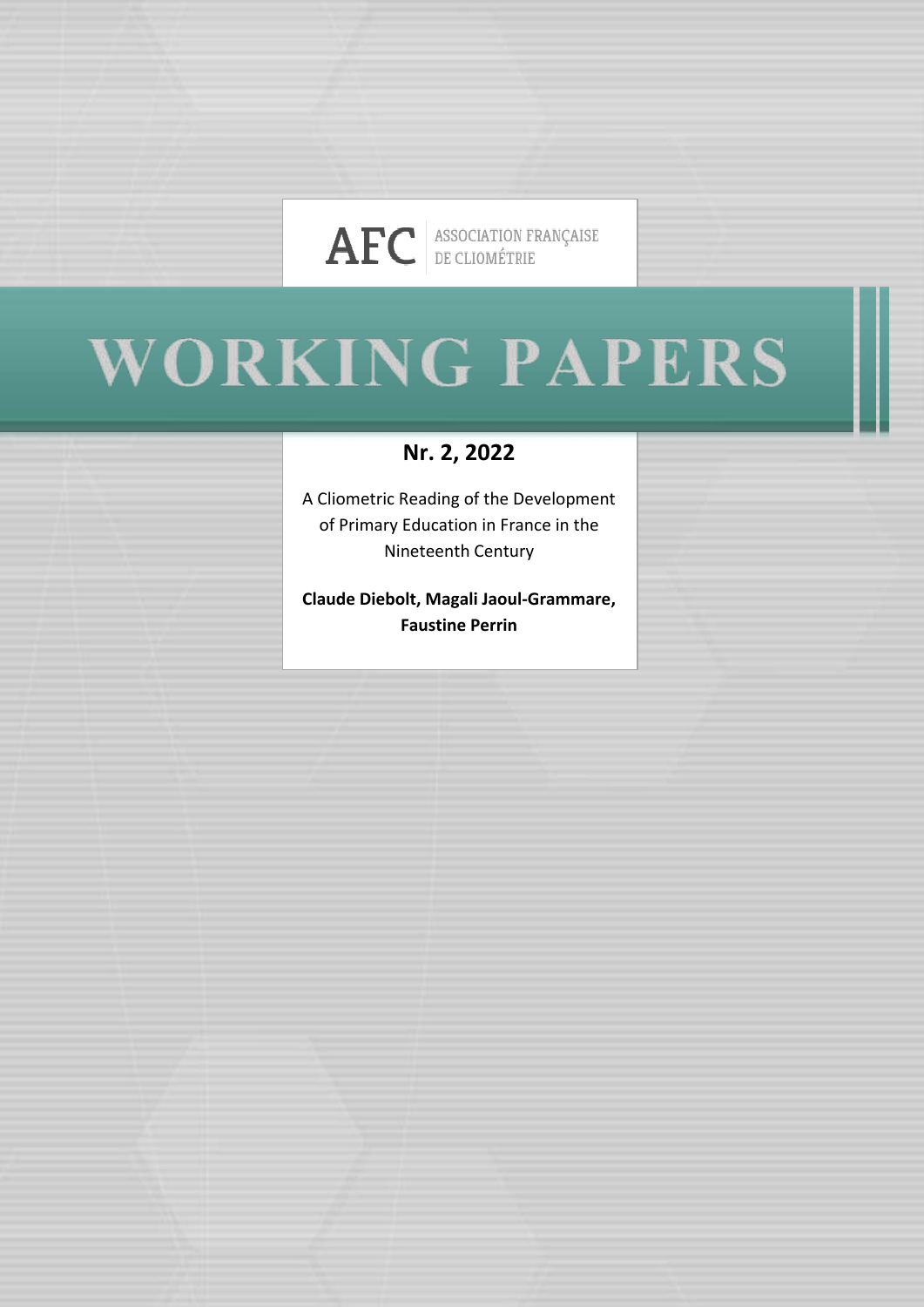AFC ASSOCIATION FRANÇAISE DE CLIOMÉTRIE

# WORKING PAPERS

## Nr. 2, 2022

A Cliometric Reading of the Development of Primary Education in France in the Nineteenth Century

**Claude Diebolt, Magali Jaoul-Grammare, Faustine Perrin**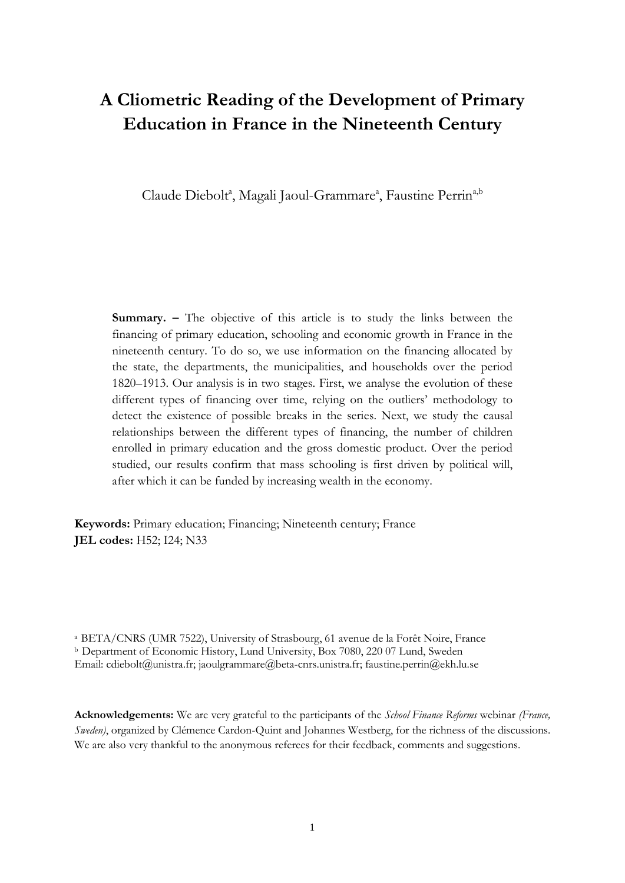# A Cliometric Reading of the Development of Primary Education in France in the Nineteenth Century

Claude Diebolt[a], Magali Jaoul-Grammare[a], Faustine Perrin[a,b]

**Summary. –** The objective of this article is to study the links between the financing of primary education, schooling and economic growth in France in the nineteenth century. To do so, we use information on the financing allocated by the state, the departments, the municipalities, and households over the period 1820–1913. Our analysis is in two stages. First, we analyse the evolution of these different types of financing over time, relying on the outliers' methodology to detect the existence of possible breaks in the series. Next, we study the causal relationships between the different types of financing, the number of children enrolled in primary education and the gross domestic product. Over the period studied, our results confirm that mass schooling is first driven by political will, after which it can be funded by increasing wealth in the economy.

**Keywords:** Primary education; Financing; Nineteenth century; France
**JEL codes:** H52; I24; N33

[a] BETA/CNRS (UMR 7522), University of Strasbourg, 61 avenue de la Forêt Noire, France
[b] Department of Economic History, Lund University, Box 7080, 220 07 Lund, Sweden
Email: cdiebolt@unistra.fr; jaoulgrammare@beta-cnrs.unistra.fr; faustine.perrin@ekh.lu.se

**Acknowledgements:** We are very grateful to the participants of the *School Finance Reforms* webinar *(France, Sweden)*, organized by Clémence Cardon-Quint and Johannes Westberg, for the richness of the discussions. We are also very thankful to the anonymous referees for their feedback, comments and suggestions.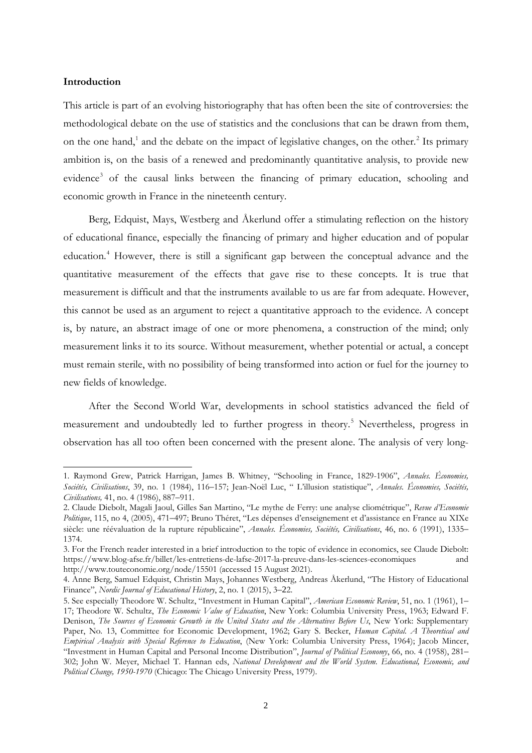**Introduction**

This article is part of an evolving historiography that has often been the site of controversies: the methodological debate on the use of statistics and the conclusions that can be drawn from them, on the one hand,[1] and the debate on the impact of legislative changes, on the other.[2] Its primary ambition is, on the basis of a renewed and predominantly quantitative analysis, to provide new evidence[3] of the causal links between the financing of primary education, schooling and economic growth in France in the nineteenth century.

Berg, Edquist, Mays, Westberg and Åkerlund offer a stimulating reflection on the history of educational finance, especially the financing of primary and higher education and of popular education.[4] However, there is still a significant gap between the conceptual advance and the quantitative measurement of the effects that gave rise to these concepts. It is true that measurement is difficult and that the instruments available to us are far from adequate. However, this cannot be used as an argument to reject a quantitative approach to the evidence. A concept is, by nature, an abstract image of one or more phenomena, a construction of the mind; only measurement links it to its source. Without measurement, whether potential or actual, a concept must remain sterile, with no possibility of being transformed into action or fuel for the journey to new fields of knowledge.

After the Second World War, developments in school statistics advanced the field of measurement and undoubtedly led to further progress in theory.[5] Nevertheless, progress in observation has all too often been concerned with the present alone. The analysis of very long-

---

1. Raymond Grew, Patrick Harrigan, James B. Whitney, "Schooling in France, 1829-1906", *Annales. Économies, Sociétés, Civilisations*, 39, no. 1 (1984), 116–157; Jean-Noël Luc, " L'illusion statistique", *Annales. Économies, Sociétés, Civilisations,* 41, no. 4 (1986), 887–911.

2. Claude Diebolt, Magali Jaoul, Gilles San Martino, "Le mythe de Ferry: une analyse cliométrique", *Revue d'Economie Politique*, 115, no 4, (2005), 471–497; Bruno Théret, "Les dépenses d'enseignement et d'assistance en France au XIXe siècle: une réévaluation de la rupture républicaine", *Annales. Économies, Sociétés, Civilisations*, 46, no. 6 (1991), 1335–1374.

3. For the French reader interested in a brief introduction to the topic of evidence in economics, see Claude Diebolt: https://www.blog-afse.fr/billet/les-entretiens-de-lafse-2017-la-preuve-dans-les-sciences-economiques and http://www.touteconomie.org/node/15501 (accessed 15 August 2021).

4. Anne Berg, Samuel Edquist, Christin Mays, Johannes Westberg, Andreas Åkerlund, "The History of Educational Finance", *Nordic Journal of Educational History*, 2, no. 1 (2015), 3–22.

5. See especially Theodore W. Schultz, "Investment in Human Capital", *American Economic Review*, 51, no. 1 (1961), 1–17; Theodore W. Schultz, *The Economic Value of Education*, New York: Columbia University Press, 1963; Edward F. Denison, *The Sources of Economic Growth in the United States and the Alternatives Before Us*, New York: Supplementary Paper, No. 13, Committee for Economic Development, 1962; Gary S. Becker, *Human Capital. A Theoretical and Empirical Analysis with Special Reference to Education*, (New York: Columbia University Press, 1964); Jacob Mincer, "Investment in Human Capital and Personal Income Distribution", *Journal of Political Economy*, 66, no. 4 (1958), 281–302; John W. Meyer, Michael T. Hannan eds, *National Development and the World System. Educational, Economic, and Political Change, 1950-1970* (Chicago: The Chicago University Press, 1979).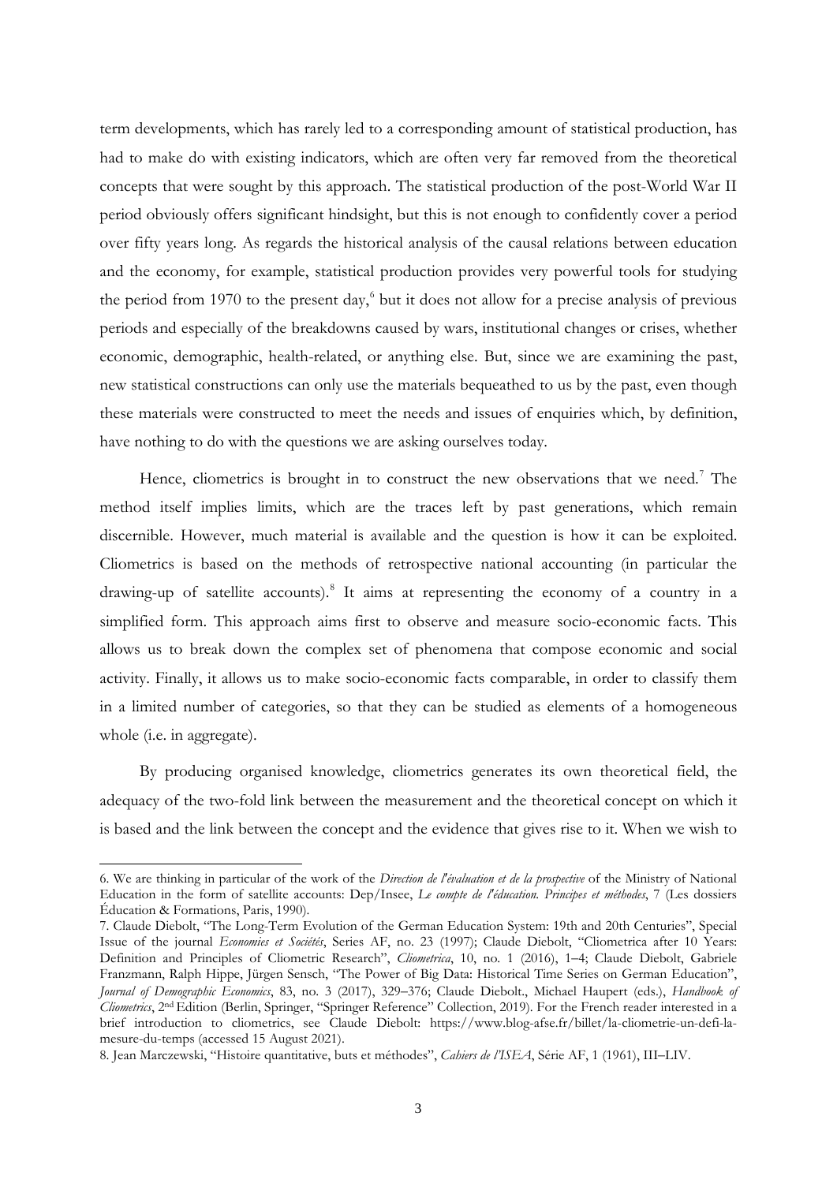term developments, which has rarely led to a corresponding amount of statistical production, has had to make do with existing indicators, which are often very far removed from the theoretical concepts that were sought by this approach. The statistical production of the post-World War II period obviously offers significant hindsight, but this is not enough to confidently cover a period over fifty years long. As regards the historical analysis of the causal relations between education and the economy, for example, statistical production provides very powerful tools for studying the period from 1970 to the present day,[6] but it does not allow for a precise analysis of previous periods and especially of the breakdowns caused by wars, institutional changes or crises, whether economic, demographic, health-related, or anything else. But, since we are examining the past, new statistical constructions can only use the materials bequeathed to us by the past, even though these materials were constructed to meet the needs and issues of enquiries which, by definition, have nothing to do with the questions we are asking ourselves today.

Hence, cliometrics is brought in to construct the new observations that we need.[7] The method itself implies limits, which are the traces left by past generations, which remain discernible. However, much material is available and the question is how it can be exploited. Cliometrics is based on the methods of retrospective national accounting (in particular the drawing-up of satellite accounts).[8] It aims at representing the economy of a country in a simplified form. This approach aims first to observe and measure socio-economic facts. This allows us to break down the complex set of phenomena that compose economic and social activity. Finally, it allows us to make socio-economic facts comparable, in order to classify them in a limited number of categories, so that they can be studied as elements of a homogeneous whole (i.e. in aggregate).

By producing organised knowledge, cliometrics generates its own theoretical field, the adequacy of the two-fold link between the measurement and the theoretical concept on which it is based and the link between the concept and the evidence that gives rise to it. When we wish to

---

6. We are thinking in particular of the work of the *Direction de l'évaluation et de la prospective* of the Ministry of National Education in the form of satellite accounts: Dep/Insee, *Le compte de l'éducation. Principes et méthodes*, 7 (Les dossiers Éducation & Formations, Paris, 1990).

7. Claude Diebolt, "The Long-Term Evolution of the German Education System: 19th and 20th Centuries", Special Issue of the journal *Economies et Sociétés*, Series AF, no. 23 (1997); Claude Diebolt, "Cliometrica after 10 Years: Definition and Principles of Cliometric Research", *Cliometrica*, 10, no. 1 (2016), 1–4; Claude Diebolt, Gabriele Franzmann, Ralph Hippe, Jürgen Sensch, "The Power of Big Data: Historical Time Series on German Education", *Journal of Demographic Economics*, 83, no. 3 (2017), 329–376; Claude Diebolt., Michael Haupert (eds.), *Handbook of Cliometrics*, 2nd Edition (Berlin, Springer, "Springer Reference" Collection, 2019). For the French reader interested in a brief introduction to cliometrics, see Claude Diebolt: https://www.blog-afse.fr/billet/la-cliometrie-un-defi-la-mesure-du-temps (accessed 15 August 2021).

8. Jean Marczewski, "Histoire quantitative, buts et méthodes", *Cahiers de l'ISEA*, Série AF, 1 (1961), III–LIV.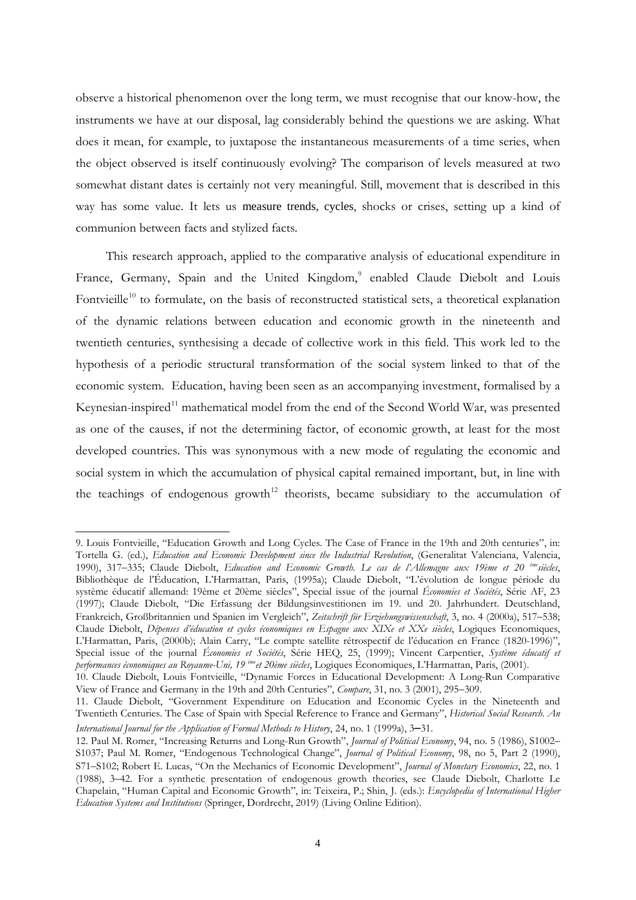observe a historical phenomenon over the long term, we must recognise that our know-how, the instruments we have at our disposal, lag considerably behind the questions we are asking. What does it mean, for example, to juxtapose the instantaneous measurements of a time series, when the object observed is itself continuously evolving? The comparison of levels measured at two somewhat distant dates is certainly not very meaningful. Still, movement that is described in this way has some value. It lets us measure trends, cycles, shocks or crises, setting up a kind of communion between facts and stylized facts.

This research approach, applied to the comparative analysis of educational expenditure in France, Germany, Spain and the United Kingdom,[9] enabled Claude Diebolt and Louis Fontvieille[10] to formulate, on the basis of reconstructed statistical sets, a theoretical explanation of the dynamic relations between education and economic growth in the nineteenth and twentieth centuries, synthesising a decade of collective work in this field. This work led to the hypothesis of a periodic structural transformation of the social system linked to that of the economic system. Education, having been seen as an accompanying investment, formalised by a Keynesian-inspired[11] mathematical model from the end of the Second World War, was presented as one of the causes, if not the determining factor, of economic growth, at least for the most developed countries. This was synonymous with a new mode of regulating the economic and social system in which the accumulation of physical capital remained important, but, in line with the teachings of endogenous growth[12] theorists, became subsidiary to the accumulation of

---

9. Louis Fontvieille, "Education Growth and Long Cycles. The Case of France in the 19th and 20th centuries", in: Tortella G. (ed.), *Education and Economic Development since the Industrial Revolution*, (Generalitat Valenciana, Valencia, 1990), 317–335; Claude Diebolt, *Education and Economic Growth. Le cas de l'Allemagne aux 19ème et 20 ème siècles*, Bibliothèque de l'Éducation, L'Harmattan, Paris, (1995a); Claude Diebolt, "L'évolution de longue période du système éducatif allemand: 19ème et 20ème siècles", Special issue of the journal *Économies et Sociétés*, Série AF, 23 (1997); Claude Diebolt, "Die Erfassung der Bildungsinvestitionen im 19. und 20. Jahrhundert. Deutschland, Frankreich, Großbritannien und Spanien im Vergleich", *Zeitschrift für Erziehungswissenschaft*, 3, no. 4 (2000a), 517–538; Claude Diebolt, *Dépenses d'éducation et cycles économiques en Espagne aux XIXe et XXe siècles*, Logiques Economiques, L'Harmattan, Paris, (2000b); Alain Carry, "Le compte satellite rétrospectif de l'éducation en France (1820-1996)", Special issue of the journal *Économies et Sociétés*, Série HEQ, 25, (1999); Vincent Carpentier, *Système éducatif et performances économiques au Royaume-Uni, 19 ème et 20ème siècles*, Logiques Économiques, L'Harmattan, Paris, (2001).

10. Claude Diebolt, Louis Fontvieille, "Dynamic Forces in Educational Development: A Long-Run Comparative View of France and Germany in the 19th and 20th Centuries", *Compare*, 31, no. 3 (2001), 295–309.

11. Claude Diebolt, "Government Expenditure on Education and Economic Cycles in the Nineteenth and Twentieth Centuries. The Case of Spain with Special Reference to France and Germany", *Historical Social Research. An International Journal for the Application of Formal Methods to History*, 24, no. 1 (1999a), 3–31.

12. Paul M. Romer, "Increasing Returns and Long-Run Growth", *Journal of Political Economy*, 94, no. 5 (1986), S1002–S1037; Paul M. Romer, "Endogenous Technological Change", *Journal of Political Economy*, 98, no 5, Part 2 (1990), S71–S102; Robert E. Lucas, "On the Mechanics of Economic Development", *Journal of Monetary Economics*, 22, no. 1 (1988), 3–42. For a synthetic presentation of endogenous growth theories, see Claude Diebolt, Charlotte Le Chapelain, "Human Capital and Economic Growth", in: Teixeira, P.; Shin, J. (eds.): *Encyclopedia of International Higher Education Systems and Institutions* (Springer, Dordrecht, 2019) (Living Online Edition).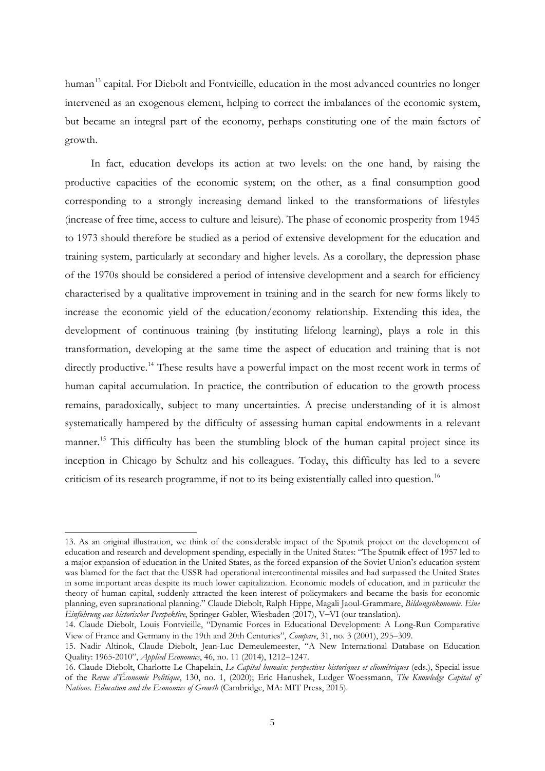human[13] capital. For Diebolt and Fontvieille, education in the most advanced countries no longer intervened as an exogenous element, helping to correct the imbalances of the economic system, but became an integral part of the economy, perhaps constituting one of the main factors of growth.

In fact, education develops its action at two levels: on the one hand, by raising the productive capacities of the economic system; on the other, as a final consumption good corresponding to a strongly increasing demand linked to the transformations of lifestyles (increase of free time, access to culture and leisure). The phase of economic prosperity from 1945 to 1973 should therefore be studied as a period of extensive development for the education and training system, particularly at secondary and higher levels. As a corollary, the depression phase of the 1970s should be considered a period of intensive development and a search for efficiency characterised by a qualitative improvement in training and in the search for new forms likely to increase the economic yield of the education/economy relationship. Extending this idea, the development of continuous training (by instituting lifelong learning), plays a role in this transformation, developing at the same time the aspect of education and training that is not directly productive.[14] These results have a powerful impact on the most recent work in terms of human capital accumulation. In practice, the contribution of education to the growth process remains, paradoxically, subject to many uncertainties. A precise understanding of it is almost systematically hampered by the difficulty of assessing human capital endowments in a relevant manner.[15] This difficulty has been the stumbling block of the human capital project since its inception in Chicago by Schultz and his colleagues. Today, this difficulty has led to a severe criticism of its research programme, if not to its being existentially called into question.[16]

---

13. As an original illustration, we think of the considerable impact of the Sputnik project on the development of education and research and development spending, especially in the United States: "The Sputnik effect of 1957 led to a major expansion of education in the United States, as the forced expansion of the Soviet Union's education system was blamed for the fact that the USSR had operational intercontinental missiles and had surpassed the United States in some important areas despite its much lower capitalization. Economic models of education, and in particular the theory of human capital, suddenly attracted the keen interest of policymakers and became the basis for economic planning, even supranational planning." Claude Diebolt, Ralph Hippe, Magali Jaoul-Grammare, *Bildungsökonomie. Eine Einführung aus historischer Perspektive*, Springer-Gabler, Wiesbaden (2017), V–VI (our translation).

14. Claude Diebolt, Louis Fontvieille, "Dynamic Forces in Educational Development: A Long-Run Comparative View of France and Germany in the 19th and 20th Centuries", *Compare*, 31, no. 3 (2001), 295–309.

15. Nadir Altinok, Claude Diebolt, Jean-Luc Demeulemeester, "A New International Database on Education Quality: 1965-2010", *Applied Economics*, 46, no. 11 (2014), 1212–1247.

16. Claude Diebolt, Charlotte Le Chapelain, *Le Capital humain: perspectives historiques et cliométriques* (eds.), Special issue of the *Revue d'Économie Politique*, 130, no. 1, (2020); Eric Hanushek, Ludger Woessmann, *The Knowledge Capital of Nations. Education and the Economics of Growth* (Cambridge, MA: MIT Press, 2015).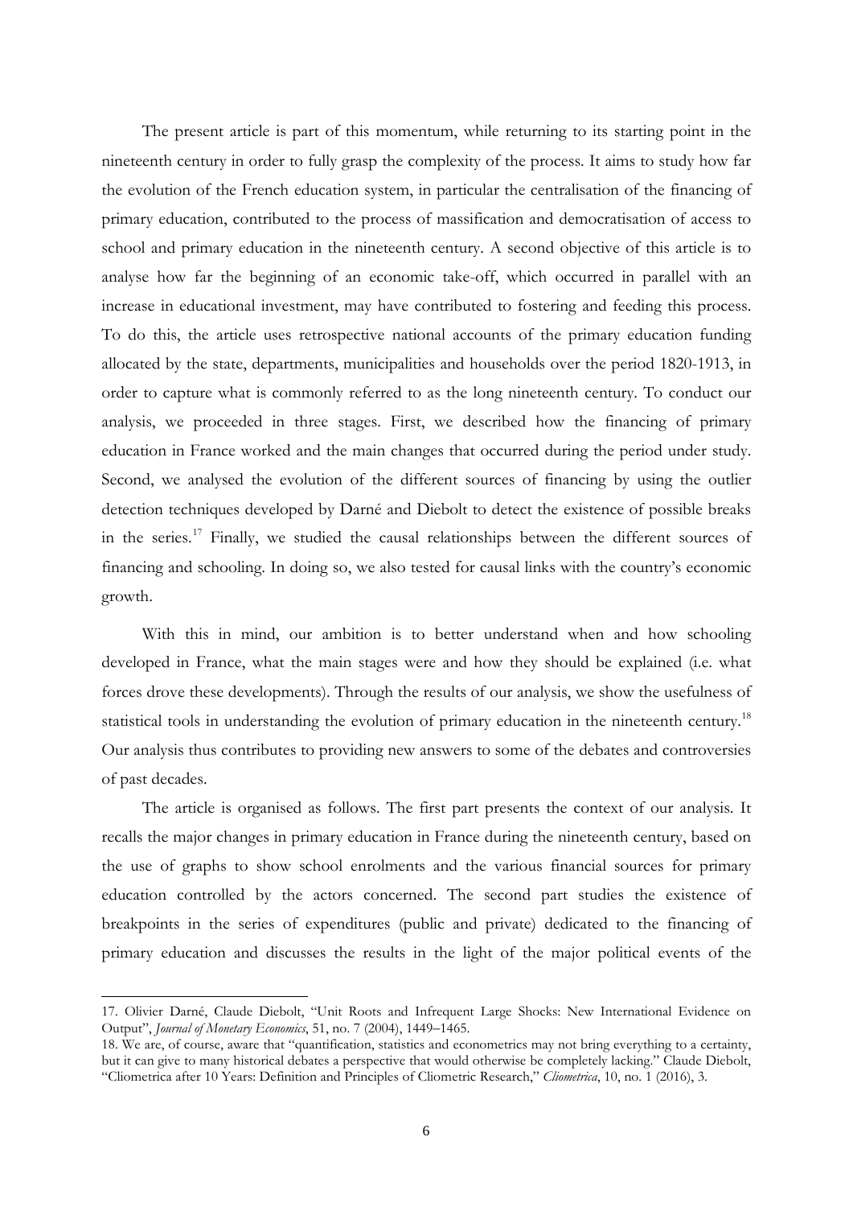The present article is part of this momentum, while returning to its starting point in the nineteenth century in order to fully grasp the complexity of the process. It aims to study how far the evolution of the French education system, in particular the centralisation of the financing of primary education, contributed to the process of massification and democratisation of access to school and primary education in the nineteenth century. A second objective of this article is to analyse how far the beginning of an economic take-off, which occurred in parallel with an increase in educational investment, may have contributed to fostering and feeding this process. To do this, the article uses retrospective national accounts of the primary education funding allocated by the state, departments, municipalities and households over the period 1820-1913, in order to capture what is commonly referred to as the long nineteenth century. To conduct our analysis, we proceeded in three stages. First, we described how the financing of primary education in France worked and the main changes that occurred during the period under study. Second, we analysed the evolution of the different sources of financing by using the outlier detection techniques developed by Darné and Diebolt to detect the existence of possible breaks in the series.[17] Finally, we studied the causal relationships between the different sources of financing and schooling. In doing so, we also tested for causal links with the country's economic growth.

With this in mind, our ambition is to better understand when and how schooling developed in France, what the main stages were and how they should be explained (i.e. what forces drove these developments). Through the results of our analysis, we show the usefulness of statistical tools in understanding the evolution of primary education in the nineteenth century.[18] Our analysis thus contributes to providing new answers to some of the debates and controversies of past decades.

The article is organised as follows. The first part presents the context of our analysis. It recalls the major changes in primary education in France during the nineteenth century, based on the use of graphs to show school enrolments and the various financial sources for primary education controlled by the actors concerned. The second part studies the existence of breakpoints in the series of expenditures (public and private) dedicated to the financing of primary education and discusses the results in the light of the major political events of the

---

17. Olivier Darné, Claude Diebolt, "Unit Roots and Infrequent Large Shocks: New International Evidence on Output", *Journal of Monetary Economics*, 51, no. 7 (2004), 1449–1465.

18. We are, of course, aware that "quantification, statistics and econometrics may not bring everything to a certainty, but it can give to many historical debates a perspective that would otherwise be completely lacking." Claude Diebolt, "Cliometrica after 10 Years: Definition and Principles of Cliometric Research," *Cliometrica*, 10, no. 1 (2016), 3.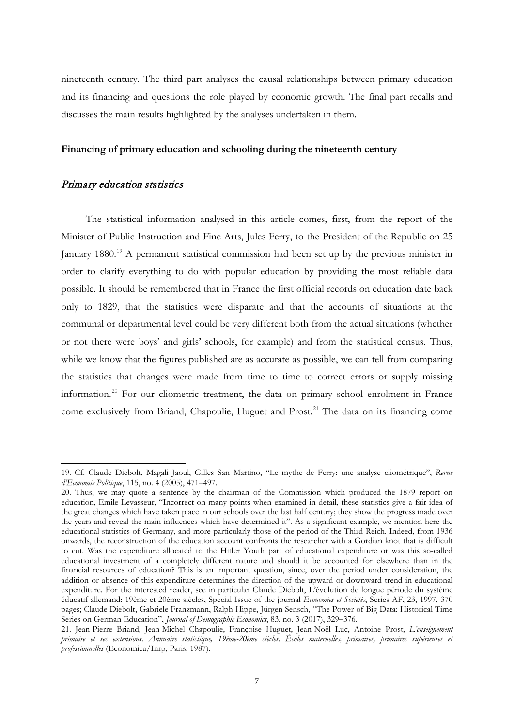nineteenth century. The third part analyses the causal relationships between primary education and its financing and questions the role played by economic growth. The final part recalls and discusses the main results highlighted by the analyses undertaken in them.

## Financing of primary education and schooling during the nineteenth century

### *Primary education statistics*

The statistical information analysed in this article comes, first, from the report of the Minister of Public Instruction and Fine Arts, Jules Ferry, to the President of the Republic on 25 January 1880.[19] A permanent statistical commission had been set up by the previous minister in order to clarify everything to do with popular education by providing the most reliable data possible. It should be remembered that in France the first official records on education date back only to 1829, that the statistics were disparate and that the accounts of situations at the communal or departmental level could be very different both from the actual situations (whether or not there were boys' and girls' schools, for example) and from the statistical census. Thus, while we know that the figures published are as accurate as possible, we can tell from comparing the statistics that changes were made from time to time to correct errors or supply missing information.[20] For our cliometric treatment, the data on primary school enrolment in France come exclusively from Briand, Chapoulie, Huguet and Prost.[21] The data on its financing come

---

19. Cf. Claude Diebolt, Magali Jaoul, Gilles San Martino, "Le mythe de Ferry: une analyse cliométrique", *Revue d'Economie Politique*, 115, no. 4 (2005), 471–497.

20. Thus, we may quote a sentence by the chairman of the Commission which produced the 1879 report on education, Emile Levasseur, "Incorrect on many points when examined in detail, these statistics give a fair idea of the great changes which have taken place in our schools over the last half century; they show the progress made over the years and reveal the main influences which have determined it". As a significant example, we mention here the educational statistics of Germany, and more particularly those of the period of the Third Reich. Indeed, from 1936 onwards, the reconstruction of the education account confronts the researcher with a Gordian knot that is difficult to cut. Was the expenditure allocated to the Hitler Youth part of educational expenditure or was this so-called educational investment of a completely different nature and should it be accounted for elsewhere than in the financial resources of education? This is an important question, since, over the period under consideration, the addition or absence of this expenditure determines the direction of the upward or downward trend in educational expenditure. For the interested reader, see in particular Claude Diebolt, L'évolution de longue période du système éducatif allemand: 19ème et 20ème siècles, Special Issue of the journal *Economies et Sociétés*, Series AF, 23, 1997, 370 pages; Claude Diebolt, Gabriele Franzmann, Ralph Hippe, Jürgen Sensch, "The Power of Big Data: Historical Time Series on German Education", *Journal of Demographic Economics*, 83, no. 3 (2017), 329–376.

21. Jean-Pierre Briand, Jean-Michel Chapoulie, Françoise Huguet, Jean-Noël Luc, Antoine Prost, *L'enseignement primaire et ses extensions. Annuaire statistique, 19ème-20ème siècles. Écoles maternelles, primaires, primaires supérieures et professionnelles* (Economica/Inrp, Paris, 1987).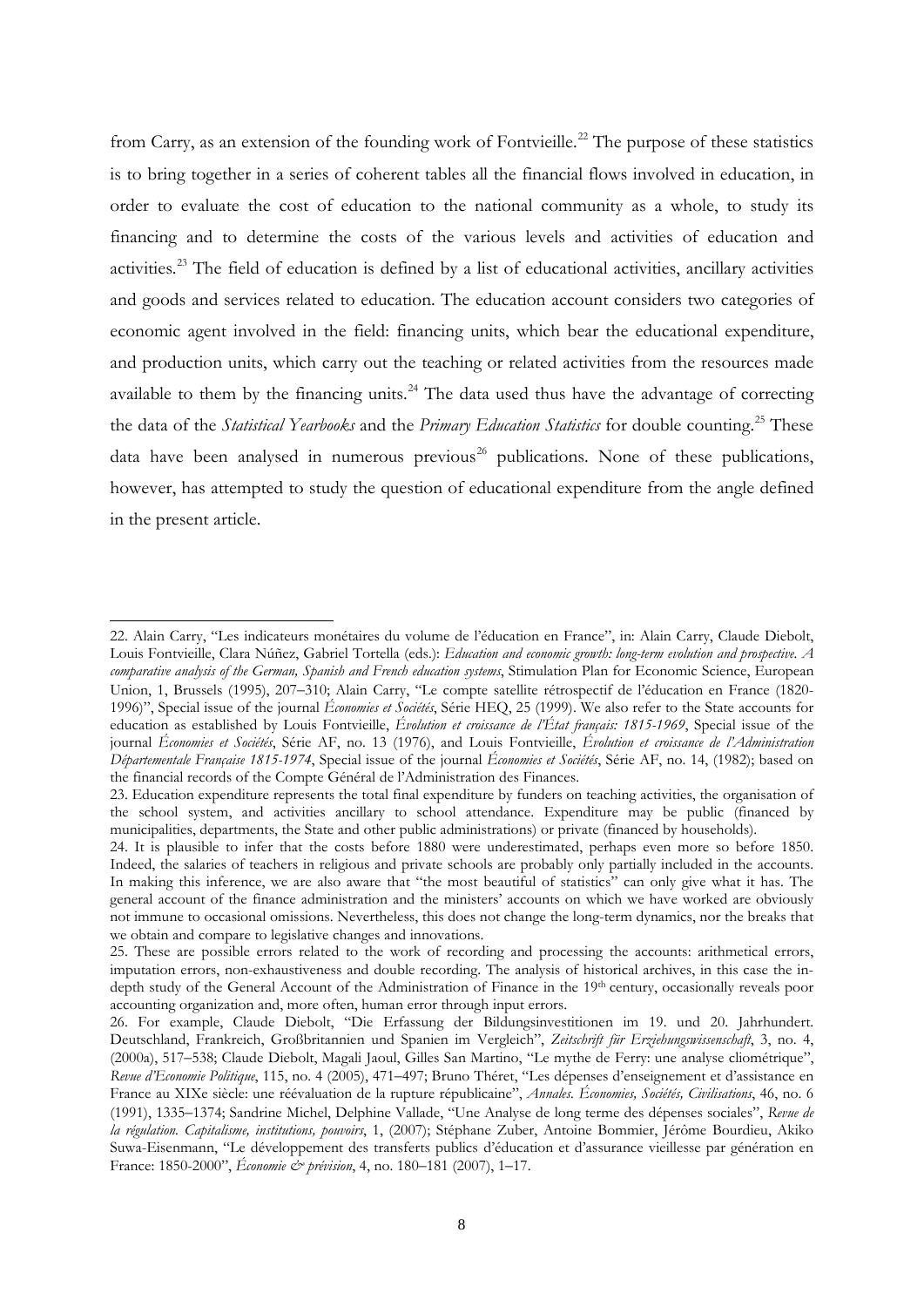from Carry, as an extension of the founding work of Fontvieille.[22] The purpose of these statistics is to bring together in a series of coherent tables all the financial flows involved in education, in order to evaluate the cost of education to the national community as a whole, to study its financing and to determine the costs of the various levels and activities of education and activities.[23] The field of education is defined by a list of educational activities, ancillary activities and goods and services related to education. The education account considers two categories of economic agent involved in the field: financing units, which bear the educational expenditure, and production units, which carry out the teaching or related activities from the resources made available to them by the financing units.[24] The data used thus have the advantage of correcting the data of the *Statistical Yearbooks* and the *Primary Education Statistics* for double counting.[25] These data have been analysed in numerous previous[26] publications. None of these publications, however, has attempted to study the question of educational expenditure from the angle defined in the present article.

---

22. Alain Carry, "Les indicateurs monétaires du volume de l'éducation en France", in: Alain Carry, Claude Diebolt, Louis Fontvieille, Clara Núñez, Gabriel Tortella (eds.): *Education and economic growth: long-term evolution and prospective. A comparative analysis of the German, Spanish and French education systems*, Stimulation Plan for Economic Science, European Union, 1, Brussels (1995), 207–310; Alain Carry, "Le compte satellite rétrospectif de l'éducation en France (1820-1996)", Special issue of the journal *Économies et Sociétés*, Série HEQ, 25 (1999). We also refer to the State accounts for education as established by Louis Fontvieille, *Évolution et croissance de l'État français: 1815-1969*, Special issue of the journal *Économies et Sociétés*, Série AF, no. 13 (1976), and Louis Fontvieille, *Évolution et croissance de l'Administration Départementale Française 1815-1974*, Special issue of the journal *Économies et Sociétés*, Série AF, no. 14, (1982); based on the financial records of the Compte Général de l'Administration des Finances.

23. Education expenditure represents the total final expenditure by funders on teaching activities, the organisation of the school system, and activities ancillary to school attendance. Expenditure may be public (financed by municipalities, departments, the State and other public administrations) or private (financed by households).

24. It is plausible to infer that the costs before 1880 were underestimated, perhaps even more so before 1850. Indeed, the salaries of teachers in religious and private schools are probably only partially included in the accounts. In making this inference, we are also aware that "the most beautiful of statistics" can only give what it has. The general account of the finance administration and the ministers' accounts on which we have worked are obviously not immune to occasional omissions. Nevertheless, this does not change the long-term dynamics, nor the breaks that we obtain and compare to legislative changes and innovations.

25. These are possible errors related to the work of recording and processing the accounts: arithmetical errors, imputation errors, non-exhaustiveness and double recording. The analysis of historical archives, in this case the in-depth study of the General Account of the Administration of Finance in the 19th century, occasionally reveals poor accounting organization and, more often, human error through input errors.

26. For example, Claude Diebolt, "Die Erfassung der Bildungsinvestitionen im 19. und 20. Jahrhundert. Deutschland, Frankreich, Großbritannien und Spanien im Vergleich", *Zeitschrift für Erziehungswissenschaft*, 3, no. 4, (2000a), 517–538; Claude Diebolt, Magali Jaoul, Gilles San Martino, "Le mythe de Ferry: une analyse cliométrique", *Revue d'Economie Politique*, 115, no. 4 (2005), 471–497; Bruno Théret, "Les dépenses d'enseignement et d'assistance en France au XIXe siècle: une réévaluation de la rupture républicaine", *Annales. Économies, Sociétés, Civilisations*, 46, no. 6 (1991), 1335–1374; Sandrine Michel, Delphine Vallade, "Une Analyse de long terme des dépenses sociales", *Revue de la régulation. Capitalisme, institutions, pouvoirs*, 1, (2007); Stéphane Zuber, Antoine Bommier, Jérôme Bourdieu, Akiko Suwa-Eisenmann, "Le développement des transferts publics d'éducation et d'assurance vieillesse par génération en France: 1850-2000", *Économie & prévision*, 4, no. 180–181 (2007), 1–17.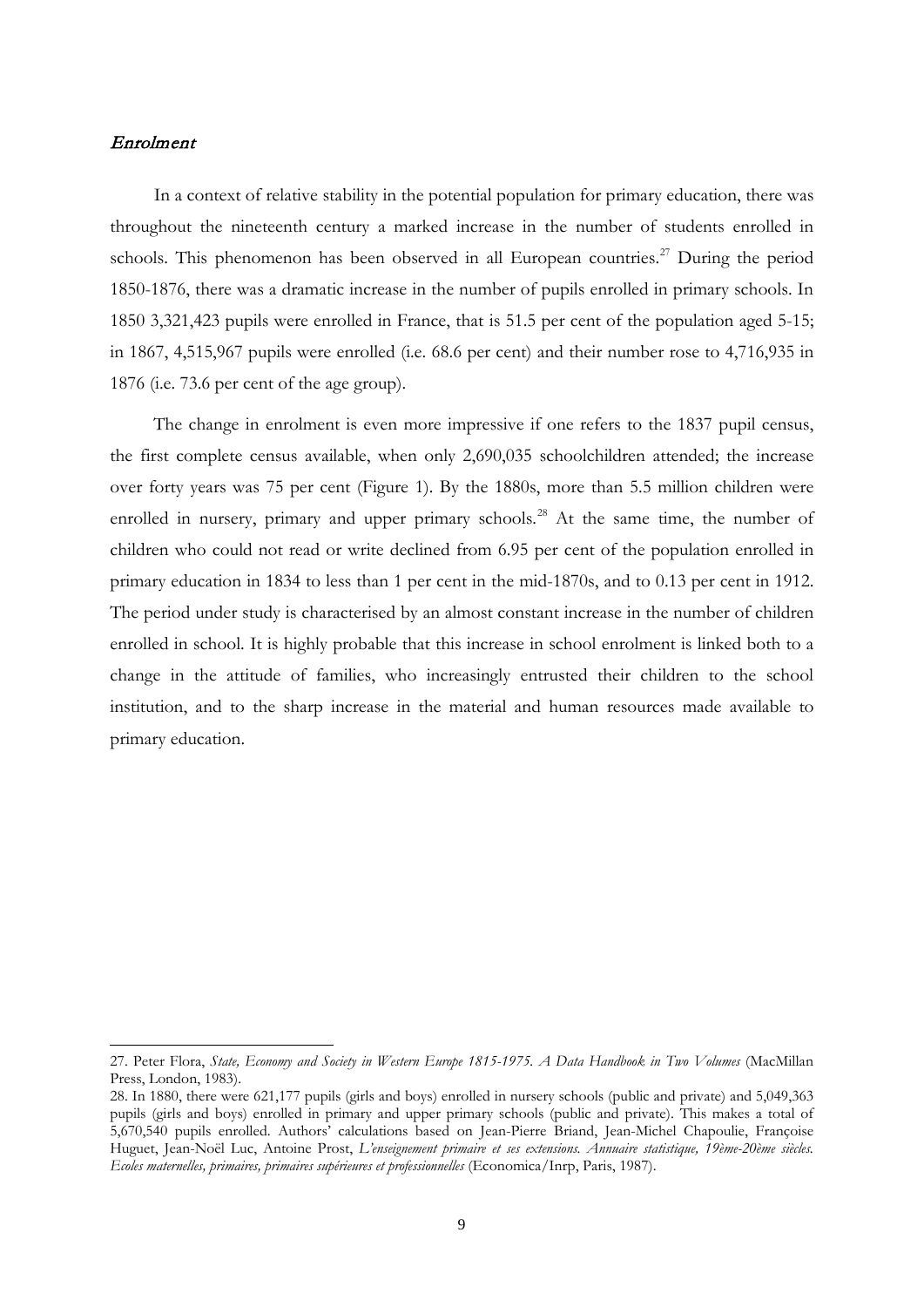### *Enrolment*

In a context of relative stability in the potential population for primary education, there was throughout the nineteenth century a marked increase in the number of students enrolled in schools. This phenomenon has been observed in all European countries.[27] During the period 1850-1876, there was a dramatic increase in the number of pupils enrolled in primary schools. In 1850 3,321,423 pupils were enrolled in France, that is 51.5 per cent of the population aged 5-15; in 1867, 4,515,967 pupils were enrolled (i.e. 68.6 per cent) and their number rose to 4,716,935 in 1876 (i.e. 73.6 per cent of the age group).

The change in enrolment is even more impressive if one refers to the 1837 pupil census, the first complete census available, when only 2,690,035 schoolchildren attended; the increase over forty years was 75 per cent (Figure 1). By the 1880s, more than 5.5 million children were enrolled in nursery, primary and upper primary schools.[28] At the same time, the number of children who could not read or write declined from 6.95 per cent of the population enrolled in primary education in 1834 to less than 1 per cent in the mid-1870s, and to 0.13 per cent in 1912. The period under study is characterised by an almost constant increase in the number of children enrolled in school. It is highly probable that this increase in school enrolment is linked both to a change in the attitude of families, who increasingly entrusted their children to the school institution, and to the sharp increase in the material and human resources made available to primary education.

---

27. Peter Flora, *State, Economy and Society in Western Europe 1815-1975. A Data Handbook in Two Volumes* (MacMillan Press, London, 1983).

28. In 1880, there were 621,177 pupils (girls and boys) enrolled in nursery schools (public and private) and 5,049,363 pupils (girls and boys) enrolled in primary and upper primary schools (public and private). This makes a total of 5,670,540 pupils enrolled. Authors' calculations based on Jean-Pierre Briand, Jean-Michel Chapoulie, Françoise Huguet, Jean-Noël Luc, Antoine Prost, *L'enseignement primaire et ses extensions. Annuaire statistique, 19ème-20ème siècles. Ecoles maternelles, primaires, primaires supérieures et professionnelles* (Economica/Inrp, Paris, 1987).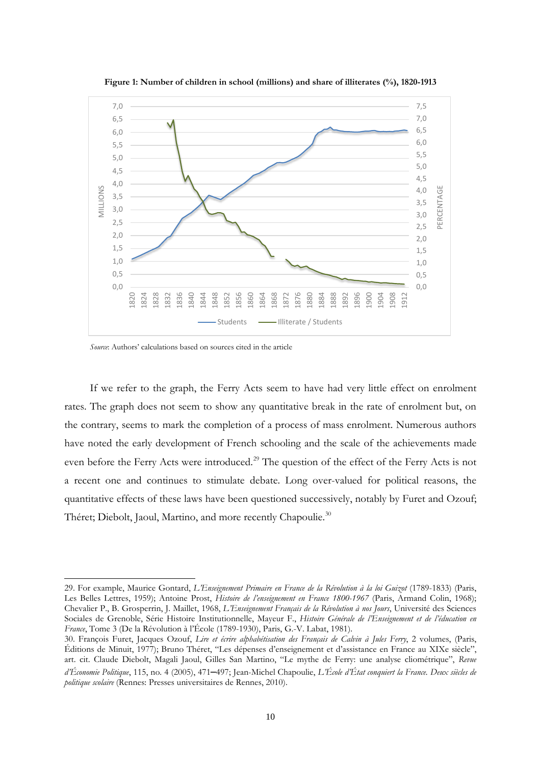**Figure 1: Number of children in school (millions) and share of illiterates (%), 1820-1913**

*Source*: Authors' calculations based on sources cited in the article

If we refer to the graph, the Ferry Acts seem to have had very little effect on enrolment rates. The graph does not seem to show any quantitative break in the rate of enrolment but, on the contrary, seems to mark the completion of a process of mass enrolment. Numerous authors have noted the early development of French schooling and the scale of the achievements made even before the Ferry Acts were introduced.[29] The question of the effect of the Ferry Acts is not a recent one and continues to stimulate debate. Long over-valued for political reasons, the quantitative effects of these laws have been questioned successively, notably by Furet and Ozouf; Théret; Diebolt, Jaoul, Martino, and more recently Chapoulie.[30]

---

29. For example, Maurice Gontard, *L'Enseignement Primaire en France de la Révolution à la loi Guizot* (1789-1833) (Paris, Les Belles Lettres, 1959); Antoine Prost, *Histoire de l'enseignement en France 1800-1967* (Paris, Armand Colin, 1968); Chevalier P., B. Grosperrin, J. Maillet, 1968, *L'Enseignement Français de la Révolution à nos Jours*, Université des Sciences Sociales de Grenoble, Série Histoire Institutionnelle, Mayeur F., *Histoire Générale de l'Enseignement et de l'éducation en France*, Tome 3 (De la Révolution à l'École (1789-1930), Paris, G.-V. Labat, 1981).

30. François Furet, Jacques Ozouf, *Lire et écrire alphabétisation des Français de Calvin à Jules Ferry*, 2 volumes, (Paris, Éditions de Minuit, 1977); Bruno Théret, "Les dépenses d'enseignement et d'assistance en France au XIXe siècle", art. cit. Claude Diebolt, Magali Jaoul, Gilles San Martino, "Le mythe de Ferry: une analyse cliométrique", *Revue d'Économie Politique*, 115, no. 4 (2005), 471–497; Jean-Michel Chapoulie, *L'École d'État conquiert la France. Deux siècles de politique scolaire* (Rennes: Presses universitaires de Rennes, 2010).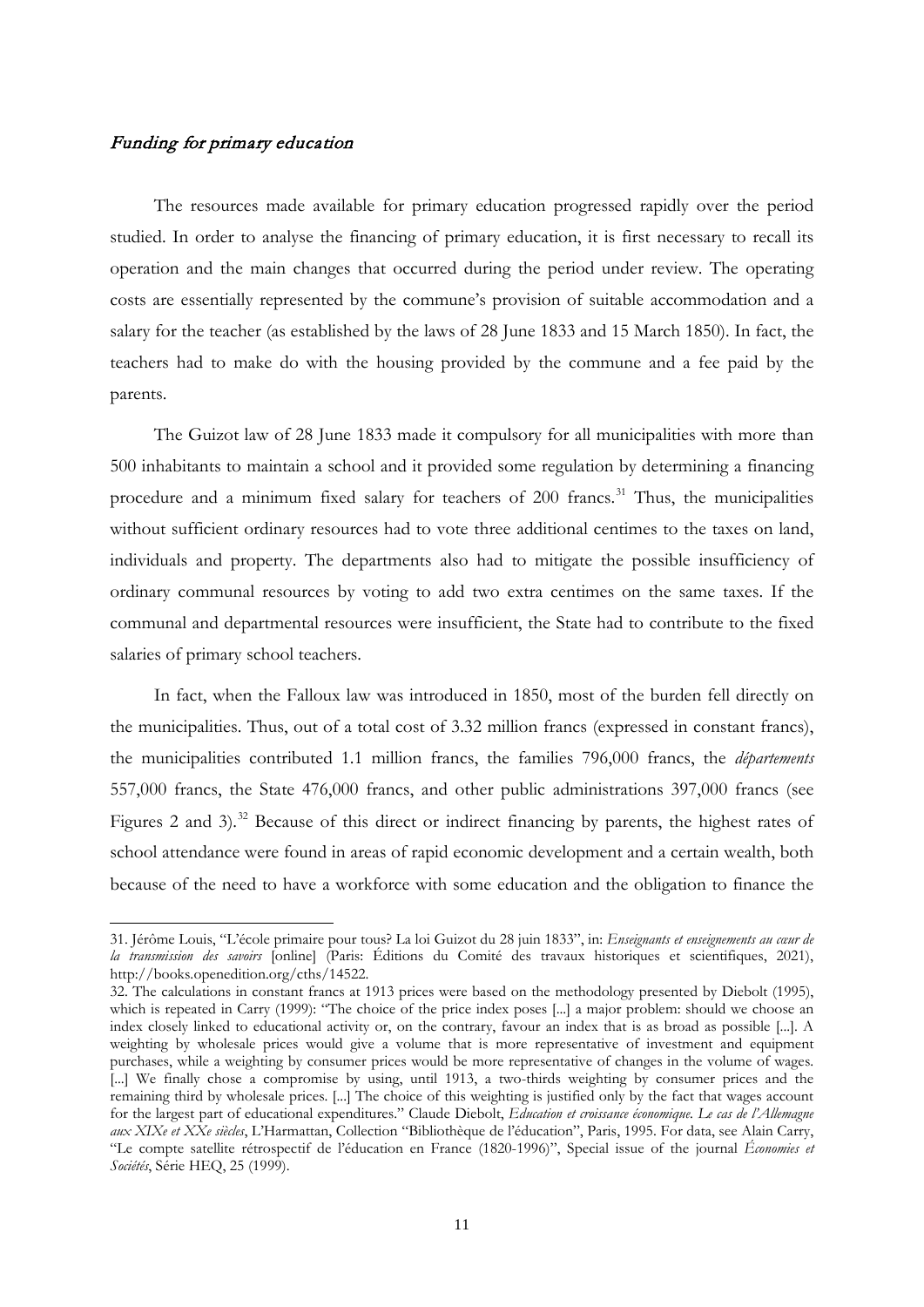### *Funding for primary education*

The resources made available for primary education progressed rapidly over the period studied. In order to analyse the financing of primary education, it is first necessary to recall its operation and the main changes that occurred during the period under review. The operating costs are essentially represented by the commune's provision of suitable accommodation and a salary for the teacher (as established by the laws of 28 June 1833 and 15 March 1850). In fact, the teachers had to make do with the housing provided by the commune and a fee paid by the parents.

The Guizot law of 28 June 1833 made it compulsory for all municipalities with more than 500 inhabitants to maintain a school and it provided some regulation by determining a financing procedure and a minimum fixed salary for teachers of 200 francs.[31] Thus, the municipalities without sufficient ordinary resources had to vote three additional centimes to the taxes on land, individuals and property. The departments also had to mitigate the possible insufficiency of ordinary communal resources by voting to add two extra centimes on the same taxes. If the communal and departmental resources were insufficient, the State had to contribute to the fixed salaries of primary school teachers.

In fact, when the Falloux law was introduced in 1850, most of the burden fell directly on the municipalities. Thus, out of a total cost of 3.32 million francs (expressed in constant francs), the municipalities contributed 1.1 million francs, the families 796,000 francs, the *départements* 557,000 francs, the State 476,000 francs, and other public administrations 397,000 francs (see Figures 2 and 3).[32] Because of this direct or indirect financing by parents, the highest rates of school attendance were found in areas of rapid economic development and a certain wealth, both because of the need to have a workforce with some education and the obligation to finance the

---

31. Jérôme Louis, "L'école primaire pour tous? La loi Guizot du 28 juin 1833", in: *Enseignants et enseignements au cœur de la transmission des savoirs* [online] (Paris: Éditions du Comité des travaux historiques et scientifiques, 2021), http://books.openedition.org/cths/14522.

32. The calculations in constant francs at 1913 prices were based on the methodology presented by Diebolt (1995), which is repeated in Carry (1999): "The choice of the price index poses [...] a major problem: should we choose an index closely linked to educational activity or, on the contrary, favour an index that is as broad as possible [...]. A weighting by wholesale prices would give a volume that is more representative of investment and equipment purchases, while a weighting by consumer prices would be more representative of changes in the volume of wages. [...] We finally chose a compromise by using, until 1913, a two-thirds weighting by consumer prices and the remaining third by wholesale prices. [...] The choice of this weighting is justified only by the fact that wages account for the largest part of educational expenditures." Claude Diebolt, *Education et croissance économique. Le cas de l'Allemagne aux XIXe et XXe siècles*, L'Harmattan, Collection "Bibliothèque de l'éducation", Paris, 1995. For data, see Alain Carry, "Le compte satellite rétrospectif de l'éducation en France (1820-1996)", Special issue of the journal *Économies et Sociétés*, Série HEQ, 25 (1999).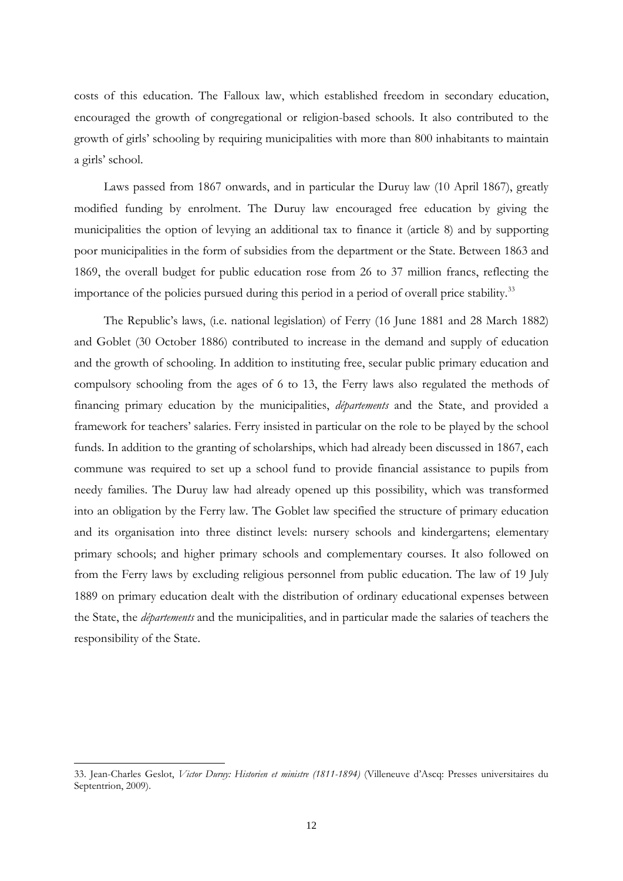costs of this education. The Falloux law, which established freedom in secondary education, encouraged the growth of congregational or religion-based schools. It also contributed to the growth of girls' schooling by requiring municipalities with more than 800 inhabitants to maintain a girls' school.

Laws passed from 1867 onwards, and in particular the Duruy law (10 April 1867), greatly modified funding by enrolment. The Duruy law encouraged free education by giving the municipalities the option of levying an additional tax to finance it (article 8) and by supporting poor municipalities in the form of subsidies from the department or the State. Between 1863 and 1869, the overall budget for public education rose from 26 to 37 million francs, reflecting the importance of the policies pursued during this period in a period of overall price stability.[33]

The Republic's laws, (i.e. national legislation) of Ferry (16 June 1881 and 28 March 1882) and Goblet (30 October 1886) contributed to increase in the demand and supply of education and the growth of schooling. In addition to instituting free, secular public primary education and compulsory schooling from the ages of 6 to 13, the Ferry laws also regulated the methods of financing primary education by the municipalities, *départements* and the State, and provided a framework for teachers' salaries. Ferry insisted in particular on the role to be played by the school funds. In addition to the granting of scholarships, which had already been discussed in 1867, each commune was required to set up a school fund to provide financial assistance to pupils from needy families. The Duruy law had already opened up this possibility, which was transformed into an obligation by the Ferry law. The Goblet law specified the structure of primary education and its organisation into three distinct levels: nursery schools and kindergartens; elementary primary schools; and higher primary schools and complementary courses. It also followed on from the Ferry laws by excluding religious personnel from public education. The law of 19 July 1889 on primary education dealt with the distribution of ordinary educational expenses between the State, the *départements* and the municipalities, and in particular made the salaries of teachers the responsibility of the State.

33. Jean-Charles Geslot, *Victor Duruy: Historien et ministre (1811-1894)* (Villeneuve d'Ascq: Presses universitaires du Septentrion, 2009).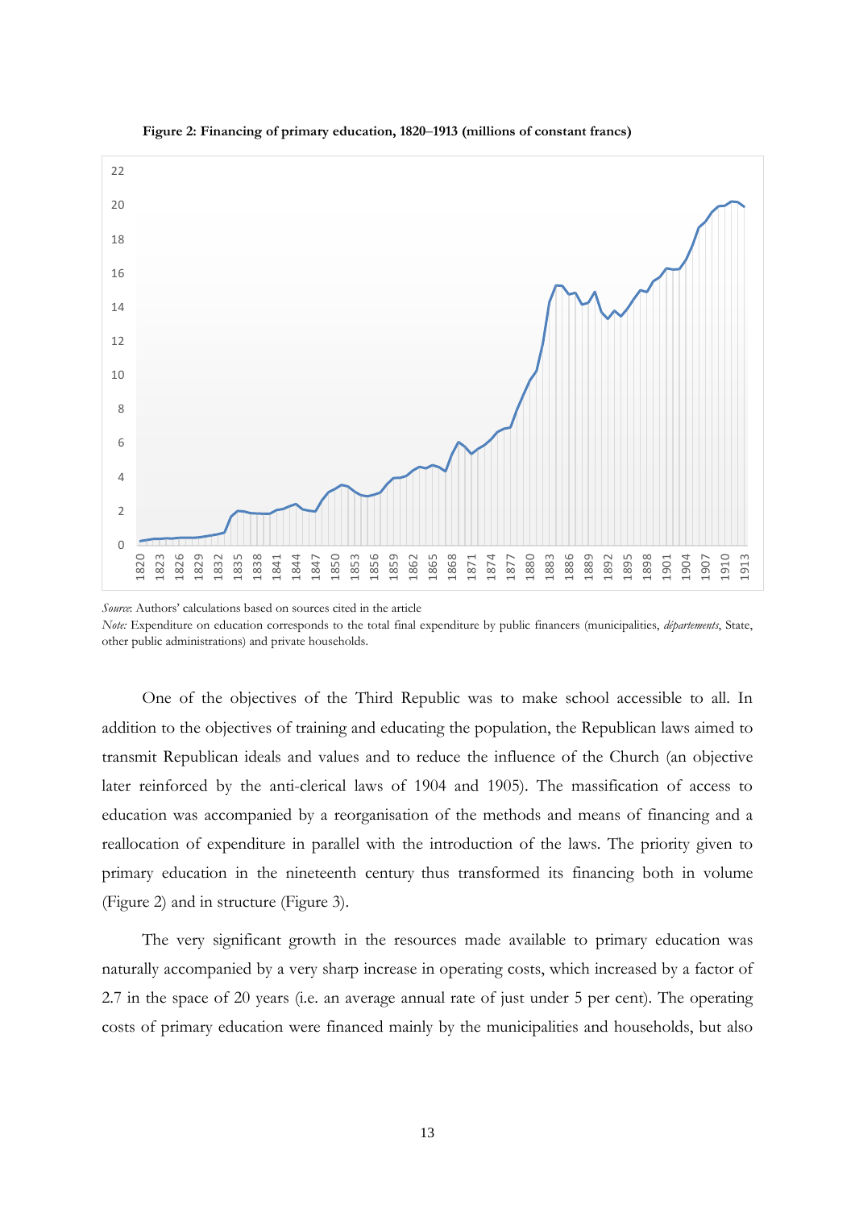**Figure 2: Financing of primary education, 1820–1913 (millions of constant francs)**

*Source*: Authors' calculations based on sources cited in the article

*Note:* Expenditure on education corresponds to the total final expenditure by public financers (municipalities, *départements*, State, other public administrations) and private households.

One of the objectives of the Third Republic was to make school accessible to all. In addition to the objectives of training and educating the population, the Republican laws aimed to transmit Republican ideals and values and to reduce the influence of the Church (an objective later reinforced by the anti-clerical laws of 1904 and 1905). The massification of access to education was accompanied by a reorganisation of the methods and means of financing and a reallocation of expenditure in parallel with the introduction of the laws. The priority given to primary education in the nineteenth century thus transformed its financing both in volume (Figure 2) and in structure (Figure 3).

The very significant growth in the resources made available to primary education was naturally accompanied by a very sharp increase in operating costs, which increased by a factor of 2.7 in the space of 20 years (i.e. an average annual rate of just under 5 per cent). The operating costs of primary education were financed mainly by the municipalities and households, but also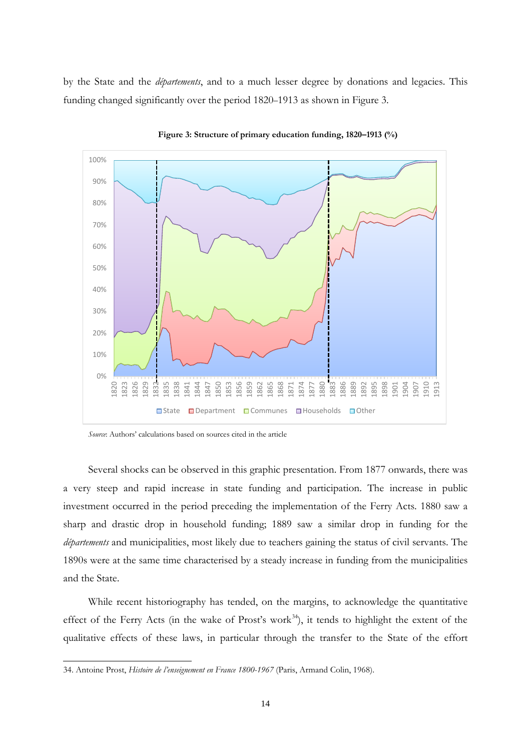by the State and the *départements*, and to a much lesser degree by donations and legacies. This funding changed significantly over the period 1820–1913 as shown in Figure 3.

**Figure 3: Structure of primary education funding, 1820–1913 (%)**

*Source*: Authors' calculations based on sources cited in the article

Several shocks can be observed in this graphic presentation. From 1877 onwards, there was a very steep and rapid increase in state funding and participation. The increase in public investment occurred in the period preceding the implementation of the Ferry Acts. 1880 saw a sharp and drastic drop in household funding; 1889 saw a similar drop in funding for the *départements* and municipalities, most likely due to teachers gaining the status of civil servants. The 1890s were at the same time characterised by a steady increase in funding from the municipalities and the State.

While recent historiography has tended, on the margins, to acknowledge the quantitative effect of the Ferry Acts (in the wake of Prost's work[34]), it tends to highlight the extent of the qualitative effects of these laws, in particular through the transfer to the State of the effort

34. Antoine Prost, *Histoire de l'enseignement en France 1800-1967* (Paris, Armand Colin, 1968).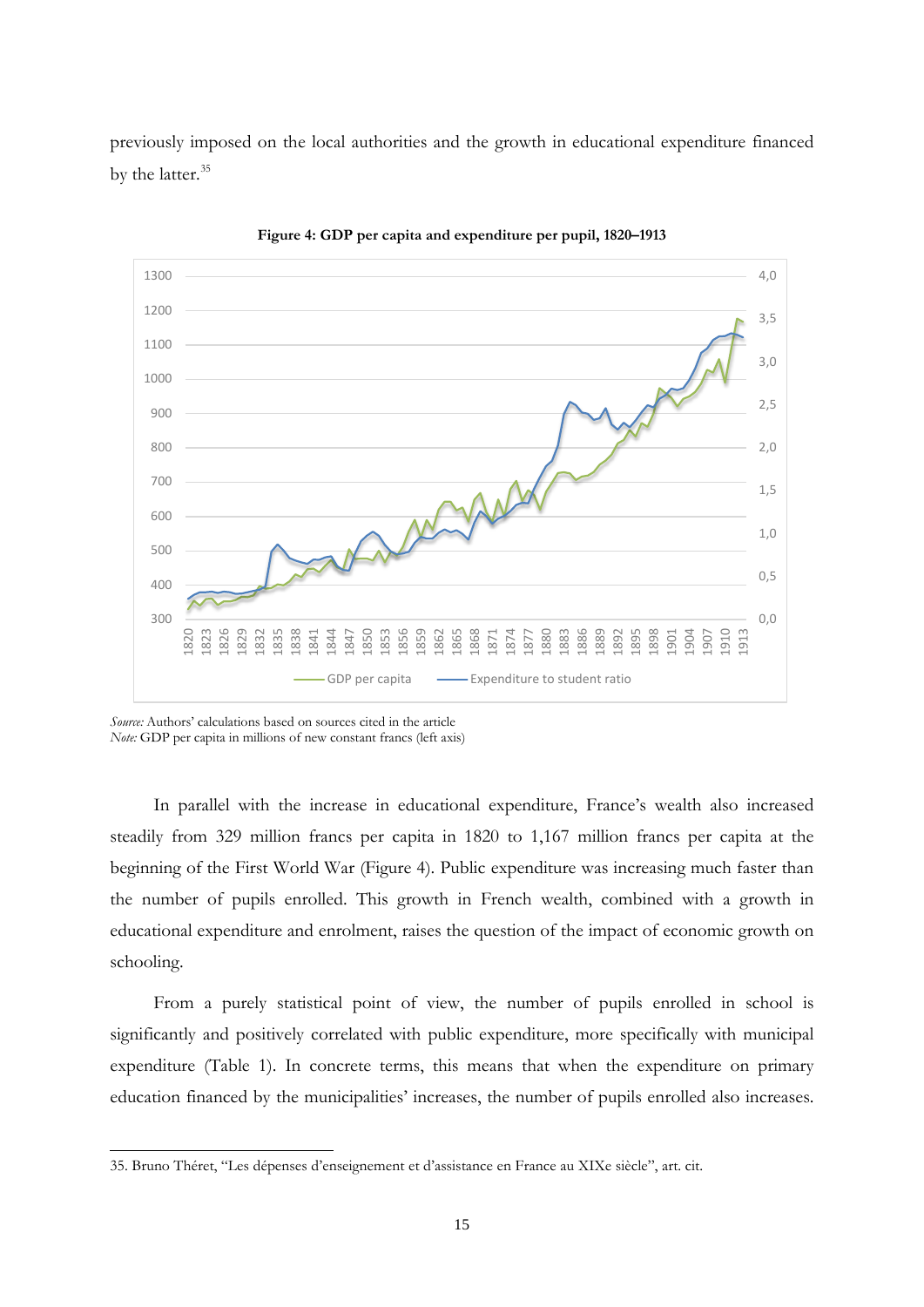previously imposed on the local authorities and the growth in educational expenditure financed by the latter.[35]

**Figure 4: GDP per capita and expenditure per pupil, 1820–1913**

*Source:* Authors' calculations based on sources cited in the article
*Note:* GDP per capita in millions of new constant francs (left axis)

In parallel with the increase in educational expenditure, France's wealth also increased steadily from 329 million francs per capita in 1820 to 1,167 million francs per capita at the beginning of the First World War (Figure 4). Public expenditure was increasing much faster than the number of pupils enrolled. This growth in French wealth, combined with a growth in educational expenditure and enrolment, raises the question of the impact of economic growth on schooling.

From a purely statistical point of view, the number of pupils enrolled in school is significantly and positively correlated with public expenditure, more specifically with municipal expenditure (Table 1). In concrete terms, this means that when the expenditure on primary education financed by the municipalities' increases, the number of pupils enrolled also increases.

35. Bruno Théret, "Les dépenses d'enseignement et d'assistance en France au XIXe siècle", art. cit.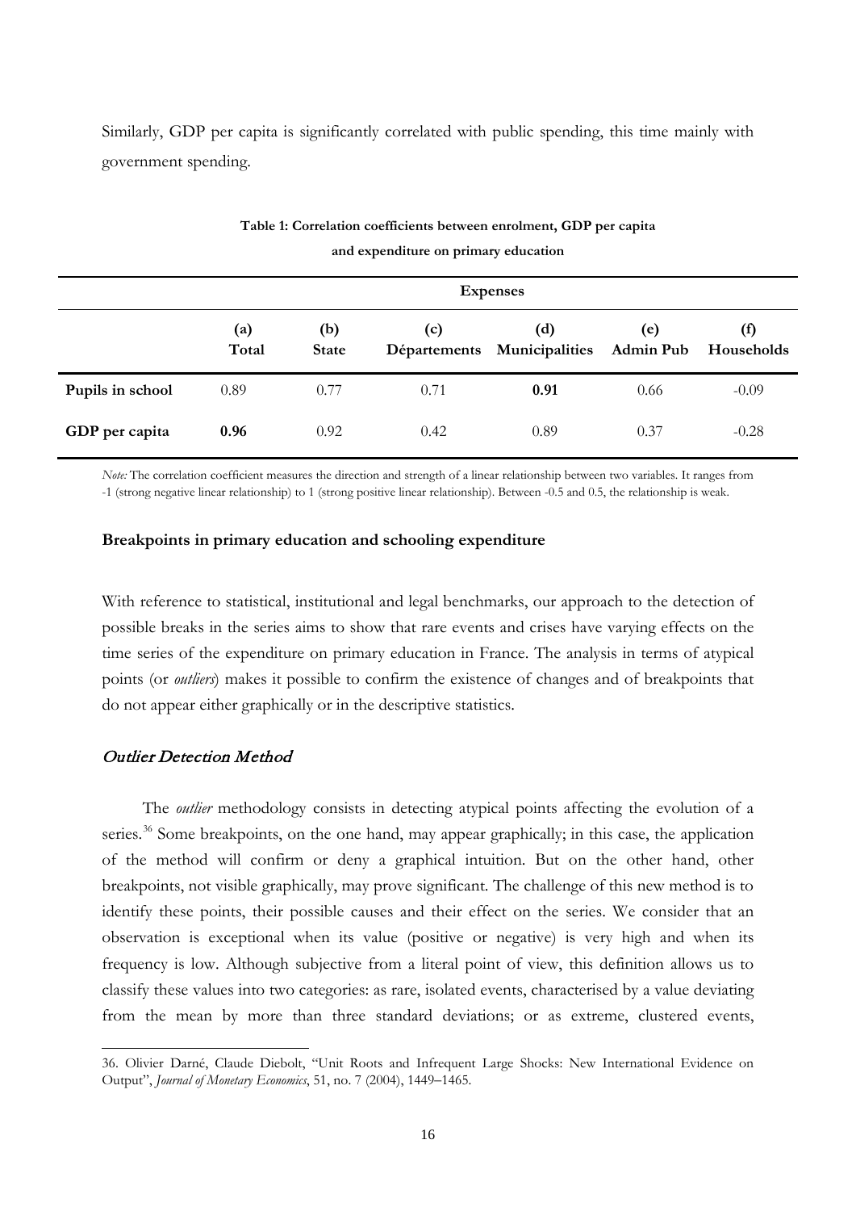Similarly, GDP per capita is significantly correlated with public spending, this time mainly with government spending.

**Table 1: Correlation coefficients between enrolment, GDP per capita and expenditure on primary education**

| | Expenses | | | | | |
|---|---|---|---|---|---|---|
| | **(a) Total** | **(b) State** | **(c) Départements** | **(d) Municipalities** | **(e) Admin Pub** | **(f) Households** |
| **Pupils in school** | 0.89 | 0.77 | 0.71 | **0.91** | 0.66 | -0.09 |
| **GDP per capita** | **0.96** | 0.92 | 0.42 | 0.89 | 0.37 | -0.28 |

*Note:* The correlation coefficient measures the direction and strength of a linear relationship between two variables. It ranges from -1 (strong negative linear relationship) to 1 (strong positive linear relationship). Between -0.5 and 0.5, the relationship is weak.

**Breakpoints in primary education and schooling expenditure**

With reference to statistical, institutional and legal benchmarks, our approach to the detection of possible breaks in the series aims to show that rare events and crises have varying effects on the time series of the expenditure on primary education in France. The analysis in terms of atypical points (or *outliers*) makes it possible to confirm the existence of changes and of breakpoints that do not appear either graphically or in the descriptive statistics.

### *Outlier Detection Method*

The *outlier* methodology consists in detecting atypical points affecting the evolution of a series.[36] Some breakpoints, on the one hand, may appear graphically; in this case, the application of the method will confirm or deny a graphical intuition. But on the other hand, other breakpoints, not visible graphically, may prove significant. The challenge of this new method is to identify these points, their possible causes and their effect on the series. We consider that an observation is exceptional when its value (positive or negative) is very high and when its frequency is low. Although subjective from a literal point of view, this definition allows us to classify these values into two categories: as rare, isolated events, characterised by a value deviating from the mean by more than three standard deviations; or as extreme, clustered events,

36. Olivier Darné, Claude Diebolt, "Unit Roots and Infrequent Large Shocks: New International Evidence on Output", *Journal of Monetary Economics*, 51, no. 7 (2004), 1449–1465.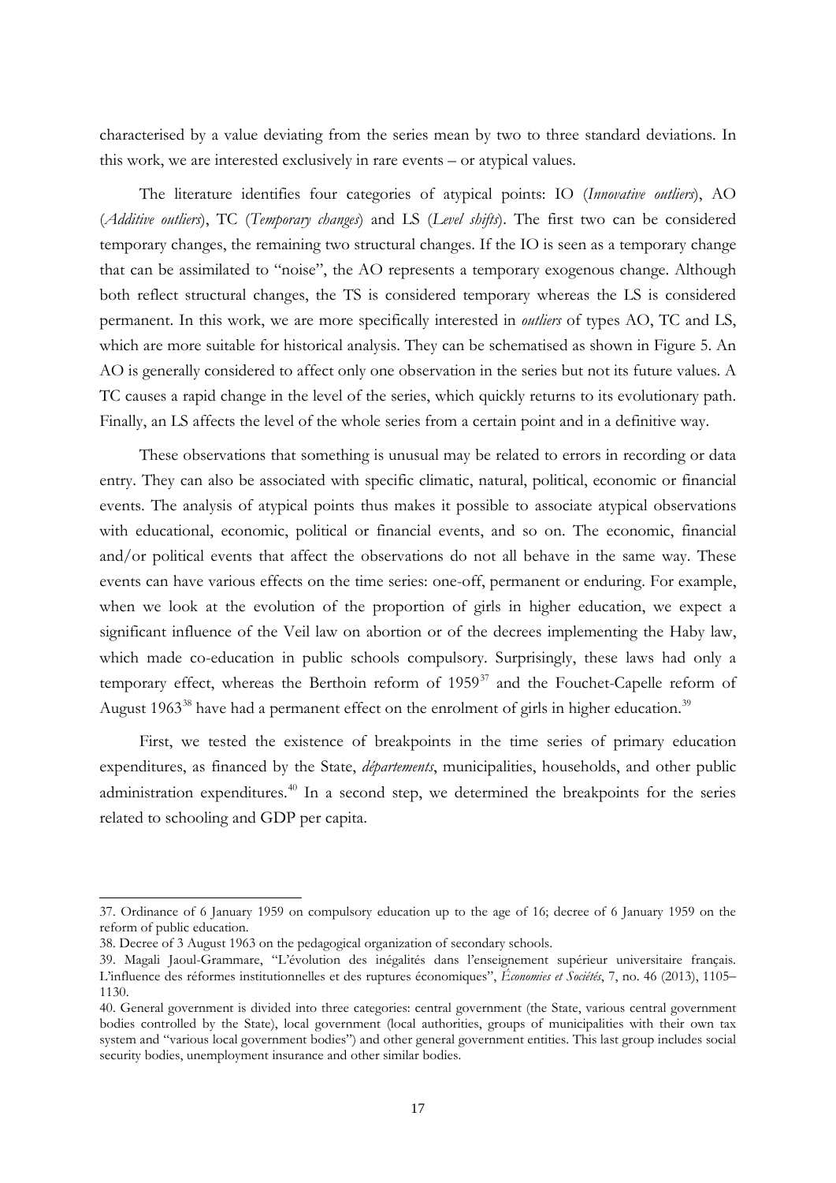characterised by a value deviating from the series mean by two to three standard deviations. In this work, we are interested exclusively in rare events – or atypical values.

The literature identifies four categories of atypical points: IO (*Innovative outliers*), AO (*Additive outliers*), TC (*Temporary changes*) and LS (*Level shifts*). The first two can be considered temporary changes, the remaining two structural changes. If the IO is seen as a temporary change that can be assimilated to "noise", the AO represents a temporary exogenous change. Although both reflect structural changes, the TS is considered temporary whereas the LS is considered permanent. In this work, we are more specifically interested in *outliers* of types AO, TC and LS, which are more suitable for historical analysis. They can be schematised as shown in Figure 5. An AO is generally considered to affect only one observation in the series but not its future values. A TC causes a rapid change in the level of the series, which quickly returns to its evolutionary path. Finally, an LS affects the level of the whole series from a certain point and in a definitive way.

These observations that something is unusual may be related to errors in recording or data entry. They can also be associated with specific climatic, natural, political, economic or financial events. The analysis of atypical points thus makes it possible to associate atypical observations with educational, economic, political or financial events, and so on. The economic, financial and/or political events that affect the observations do not all behave in the same way. These events can have various effects on the time series: one-off, permanent or enduring. For example, when we look at the evolution of the proportion of girls in higher education, we expect a significant influence of the Veil law on abortion or of the decrees implementing the Haby law, which made co-education in public schools compulsory. Surprisingly, these laws had only a temporary effect, whereas the Berthoin reform of 1959[37] and the Fouchet-Capelle reform of August 1963[38] have had a permanent effect on the enrolment of girls in higher education.[39]

First, we tested the existence of breakpoints in the time series of primary education expenditures, as financed by the State, *départements*, municipalities, households, and other public administration expenditures.[40] In a second step, we determined the breakpoints for the series related to schooling and GDP per capita.

---

37. Ordinance of 6 January 1959 on compulsory education up to the age of 16; decree of 6 January 1959 on the reform of public education.

38. Decree of 3 August 1963 on the pedagogical organization of secondary schools.

39. Magali Jaoul-Grammare, "L'évolution des inégalités dans l'enseignement supérieur universitaire français. L'influence des réformes institutionnelles et des ruptures économiques", *Économies et Sociétés*, 7, no. 46 (2013), 1105–1130.

40. General government is divided into three categories: central government (the State, various central government bodies controlled by the State), local government (local authorities, groups of municipalities with their own tax system and "various local government bodies") and other general government entities. This last group includes social security bodies, unemployment insurance and other similar bodies.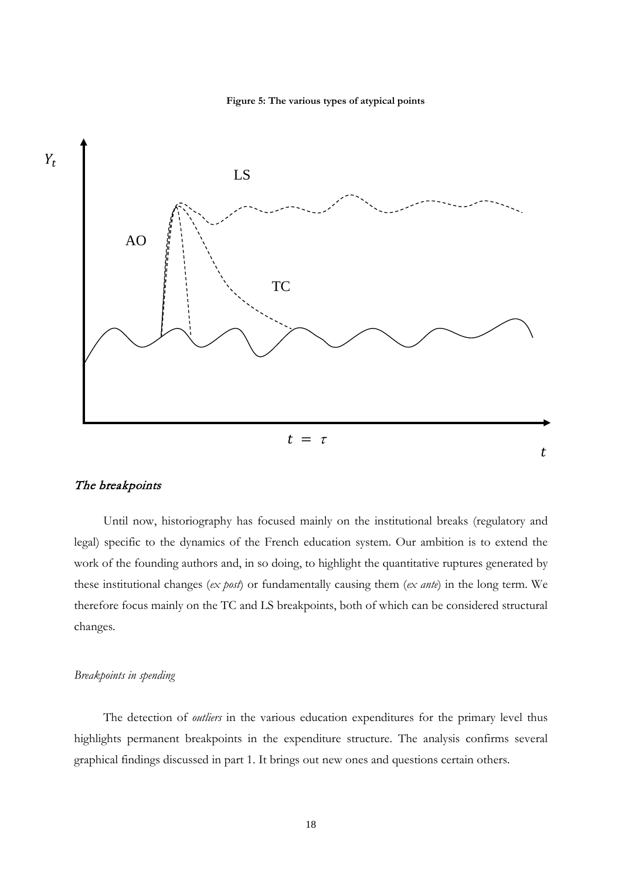**Figure 5: The various types of atypical points**

## *The breakpoints*

Until now, historiography has focused mainly on the institutional breaks (regulatory and legal) specific to the dynamics of the French education system. Our ambition is to extend the work of the founding authors and, in so doing, to highlight the quantitative ruptures generated by these institutional changes (*ex post*) or fundamentally causing them (*ex ante*) in the long term. We therefore focus mainly on the TC and LS breakpoints, both of which can be considered structural changes.

### *Breakpoints in spending*

The detection of *outliers* in the various education expenditures for the primary level thus highlights permanent breakpoints in the expenditure structure. The analysis confirms several graphical findings discussed in part 1. It brings out new ones and questions certain others.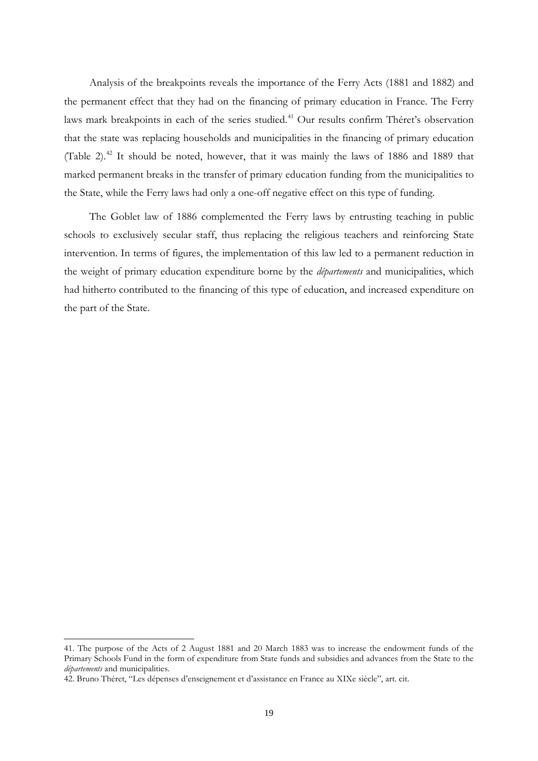Analysis of the breakpoints reveals the importance of the Ferry Acts (1881 and 1882) and the permanent effect that they had on the financing of primary education in France. The Ferry laws mark breakpoints in each of the series studied.[41] Our results confirm Théret's observation that the state was replacing households and municipalities in the financing of primary education (Table 2).[42] It should be noted, however, that it was mainly the laws of 1886 and 1889 that marked permanent breaks in the transfer of primary education funding from the municipalities to the State, while the Ferry laws had only a one-off negative effect on this type of funding.

The Goblet law of 1886 complemented the Ferry laws by entrusting teaching in public schools to exclusively secular staff, thus replacing the religious teachers and reinforcing State intervention. In terms of figures, the implementation of this law led to a permanent reduction in the weight of primary education expenditure borne by the *départements* and municipalities, which had hitherto contributed to the financing of this type of education, and increased expenditure on the part of the State.

---

41. The purpose of the Acts of 2 August 1881 and 20 March 1883 was to increase the endowment funds of the Primary Schools Fund in the form of expenditure from State funds and subsidies and advances from the State to the *départements* and municipalities.

42. Bruno Théret, "Les dépenses d'enseignement et d'assistance en France au XIXe siècle", art. cit.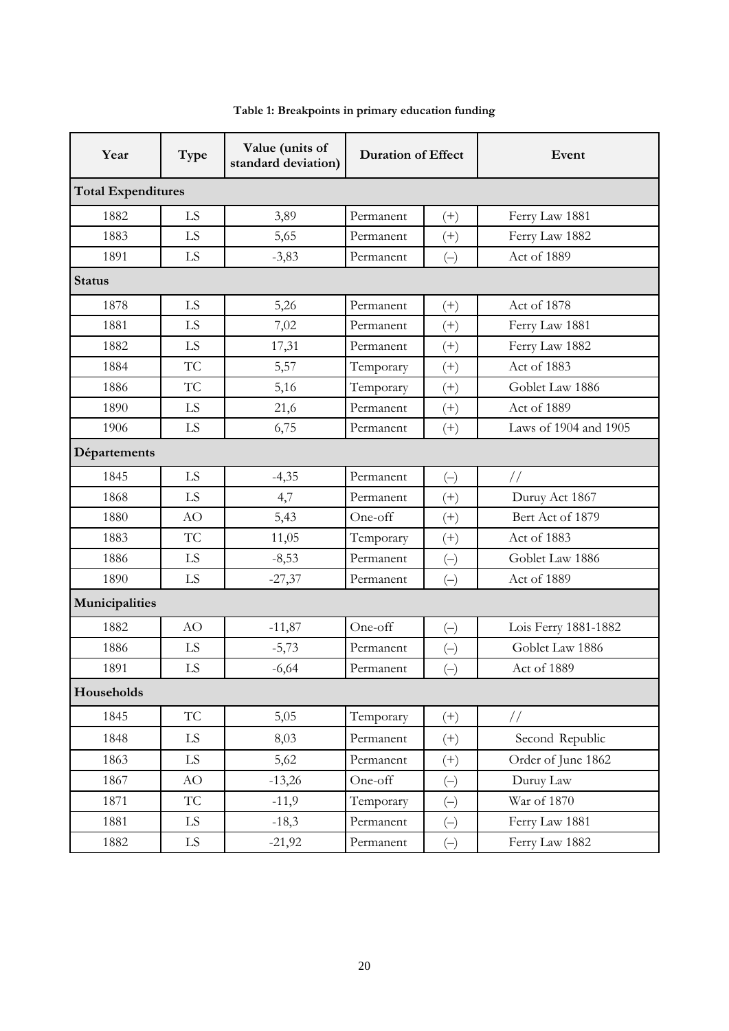**Table 1: Breakpoints in primary education funding**

| Year | Type | Value (units of standard deviation) | Duration of Effect | | Event |
|---|---|---|---|---|---|
| **Total Expenditures** | | | | | |
| 1882 | LS | 3,89 | Permanent | (+) | Ferry Law 1881 |
| 1883 | LS | 5,65 | Permanent | (+) | Ferry Law 1882 |
| 1891 | LS | -3,83 | Permanent | (–) | Act of 1889 |
| **Status** | | | | | |
| 1878 | LS | 5,26 | Permanent | (+) | Act of 1878 |
| 1881 | LS | 7,02 | Permanent | (+) | Ferry Law 1881 |
| 1882 | LS | 17,31 | Permanent | (+) | Ferry Law 1882 |
| 1884 | TC | 5,57 | Temporary | (+) | Act of 1883 |
| 1886 | TC | 5,16 | Temporary | (+) | Goblet Law 1886 |
| 1890 | LS | 21,6 | Permanent | (+) | Act of 1889 |
| 1906 | LS | 6,75 | Permanent | (+) | Laws of 1904 and 1905 |
| **Départements** | | | | | |
| 1845 | LS | -4,35 | Permanent | (–) | // |
| 1868 | LS | 4,7 | Permanent | (+) | Duruy Act 1867 |
| 1880 | AO | 5,43 | One-off | (+) | Bert Act of 1879 |
| 1883 | TC | 11,05 | Temporary | (+) | Act of 1883 |
| 1886 | LS | -8,53 | Permanent | (–) | Goblet Law 1886 |
| 1890 | LS | -27,37 | Permanent | (–) | Act of 1889 |
| **Municipalities** | | | | | |
| 1882 | AO | -11,87 | One-off | (–) | Lois Ferry 1881-1882 |
| 1886 | LS | -5,73 | Permanent | (–) | Goblet Law 1886 |
| 1891 | LS | -6,64 | Permanent | (–) | Act of 1889 |
| **Households** | | | | | |
| 1845 | TC | 5,05 | Temporary | (+) | // |
| 1848 | LS | 8,03 | Permanent | (+) | Second Republic |
| 1863 | LS | 5,62 | Permanent | (+) | Order of June 1862 |
| 1867 | AO | -13,26 | One-off | (–) | Duruy Law |
| 1871 | TC | -11,9 | Temporary | (–) | War of 1870 |
| 1881 | LS | -18,3 | Permanent | (–) | Ferry Law 1881 |
| 1882 | LS | -21,92 | Permanent | (–) | Ferry Law 1882 |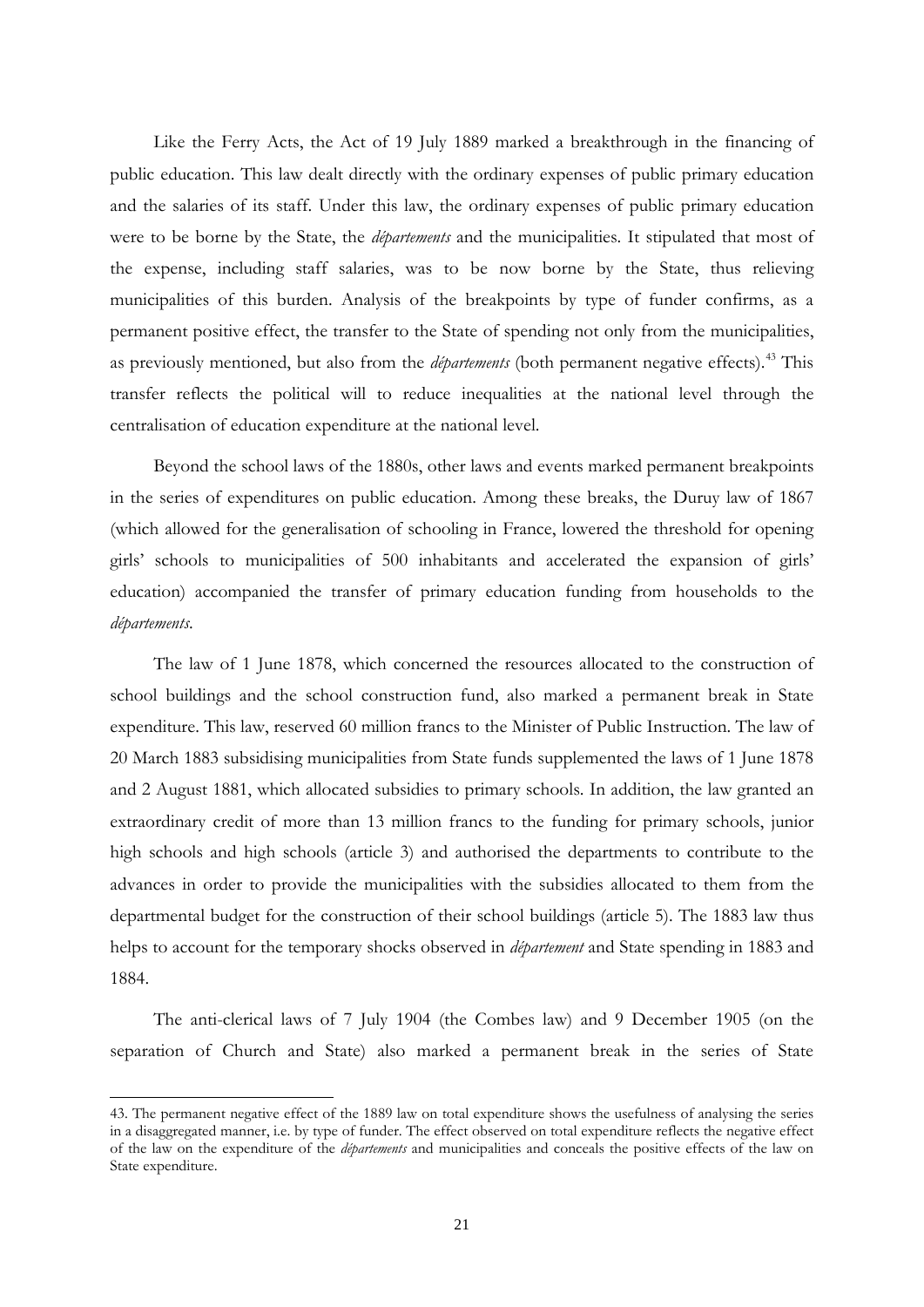Like the Ferry Acts, the Act of 19 July 1889 marked a breakthrough in the financing of public education. This law dealt directly with the ordinary expenses of public primary education and the salaries of its staff. Under this law, the ordinary expenses of public primary education were to be borne by the State, the *départements* and the municipalities. It stipulated that most of the expense, including staff salaries, was to be now borne by the State, thus relieving municipalities of this burden. Analysis of the breakpoints by type of funder confirms, as a permanent positive effect, the transfer to the State of spending not only from the municipalities, as previously mentioned, but also from the *départements* (both permanent negative effects).[43] This transfer reflects the political will to reduce inequalities at the national level through the centralisation of education expenditure at the national level.

Beyond the school laws of the 1880s, other laws and events marked permanent breakpoints in the series of expenditures on public education. Among these breaks, the Duruy law of 1867 (which allowed for the generalisation of schooling in France, lowered the threshold for opening girls' schools to municipalities of 500 inhabitants and accelerated the expansion of girls' education) accompanied the transfer of primary education funding from households to the *départements*.

The law of 1 June 1878, which concerned the resources allocated to the construction of school buildings and the school construction fund, also marked a permanent break in State expenditure. This law, reserved 60 million francs to the Minister of Public Instruction. The law of 20 March 1883 subsidising municipalities from State funds supplemented the laws of 1 June 1878 and 2 August 1881, which allocated subsidies to primary schools. In addition, the law granted an extraordinary credit of more than 13 million francs to the funding for primary schools, junior high schools and high schools (article 3) and authorised the departments to contribute to the advances in order to provide the municipalities with the subsidies allocated to them from the departmental budget for the construction of their school buildings (article 5). The 1883 law thus helps to account for the temporary shocks observed in *département* and State spending in 1883 and 1884.

The anti-clerical laws of 7 July 1904 (the Combes law) and 9 December 1905 (on the separation of Church and State) also marked a permanent break in the series of State

---

43. The permanent negative effect of the 1889 law on total expenditure shows the usefulness of analysing the series in a disaggregated manner, i.e. by type of funder. The effect observed on total expenditure reflects the negative effect of the law on the expenditure of the *départements* and municipalities and conceals the positive effects of the law on State expenditure.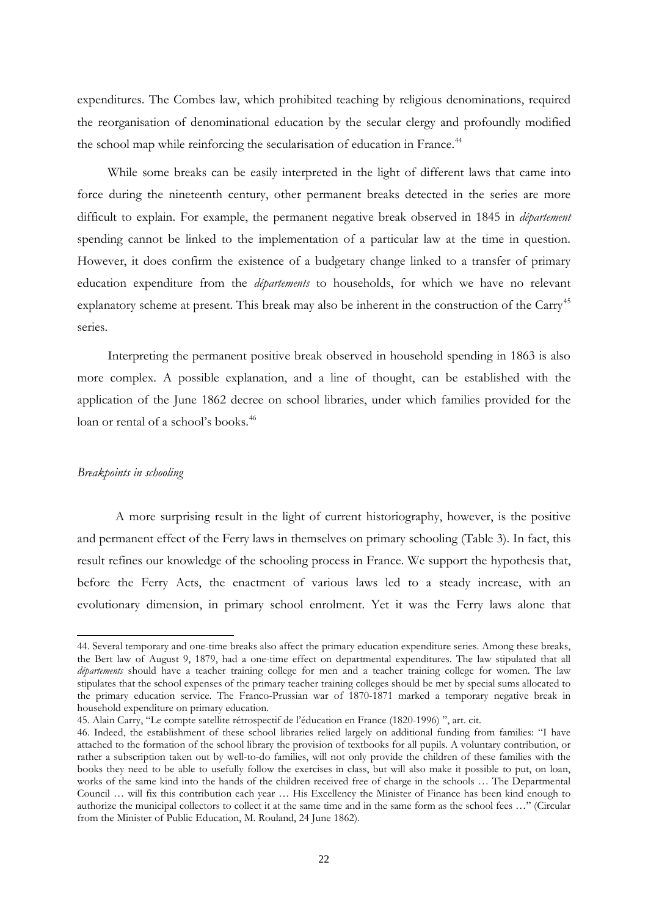expenditures. The Combes law, which prohibited teaching by religious denominations, required the reorganisation of denominational education by the secular clergy and profoundly modified the school map while reinforcing the secularisation of education in France.[44]

While some breaks can be easily interpreted in the light of different laws that came into force during the nineteenth century, other permanent breaks detected in the series are more difficult to explain. For example, the permanent negative break observed in 1845 in *département* spending cannot be linked to the implementation of a particular law at the time in question. However, it does confirm the existence of a budgetary change linked to a transfer of primary education expenditure from the *départements* to households, for which we have no relevant explanatory scheme at present. This break may also be inherent in the construction of the Carry[45] series.

Interpreting the permanent positive break observed in household spending in 1863 is also more complex. A possible explanation, and a line of thought, can be established with the application of the June 1862 decree on school libraries, under which families provided for the loan or rental of a school's books.[46]

*Breakpoints in schooling*

A more surprising result in the light of current historiography, however, is the positive and permanent effect of the Ferry laws in themselves on primary schooling (Table 3). In fact, this result refines our knowledge of the schooling process in France. We support the hypothesis that, before the Ferry Acts, the enactment of various laws led to a steady increase, with an evolutionary dimension, in primary school enrolment. Yet it was the Ferry laws alone that

44. Several temporary and one-time breaks also affect the primary education expenditure series. Among these breaks, the Bert law of August 9, 1879, had a one-time effect on departmental expenditures. The law stipulated that all *départements* should have a teacher training college for men and a teacher training college for women. The law stipulates that the school expenses of the primary teacher training colleges should be met by special sums allocated to the primary education service. The Franco-Prussian war of 1870-1871 marked a temporary negative break in household expenditure on primary education.

45. Alain Carry, "Le compte satellite rétrospectif de l'éducation en France (1820-1996) ", art. cit.

46. Indeed, the establishment of these school libraries relied largely on additional funding from families: "I have attached to the formation of the school library the provision of textbooks for all pupils. A voluntary contribution, or rather a subscription taken out by well-to-do families, will not only provide the children of these families with the books they need to be able to usefully follow the exercises in class, but will also make it possible to put, on loan, works of the same kind into the hands of the children received free of charge in the schools … The Departmental Council … will fix this contribution each year … His Excellency the Minister of Finance has been kind enough to authorize the municipal collectors to collect it at the same time and in the same form as the school fees …" (Circular from the Minister of Public Education, M. Rouland, 24 June 1862).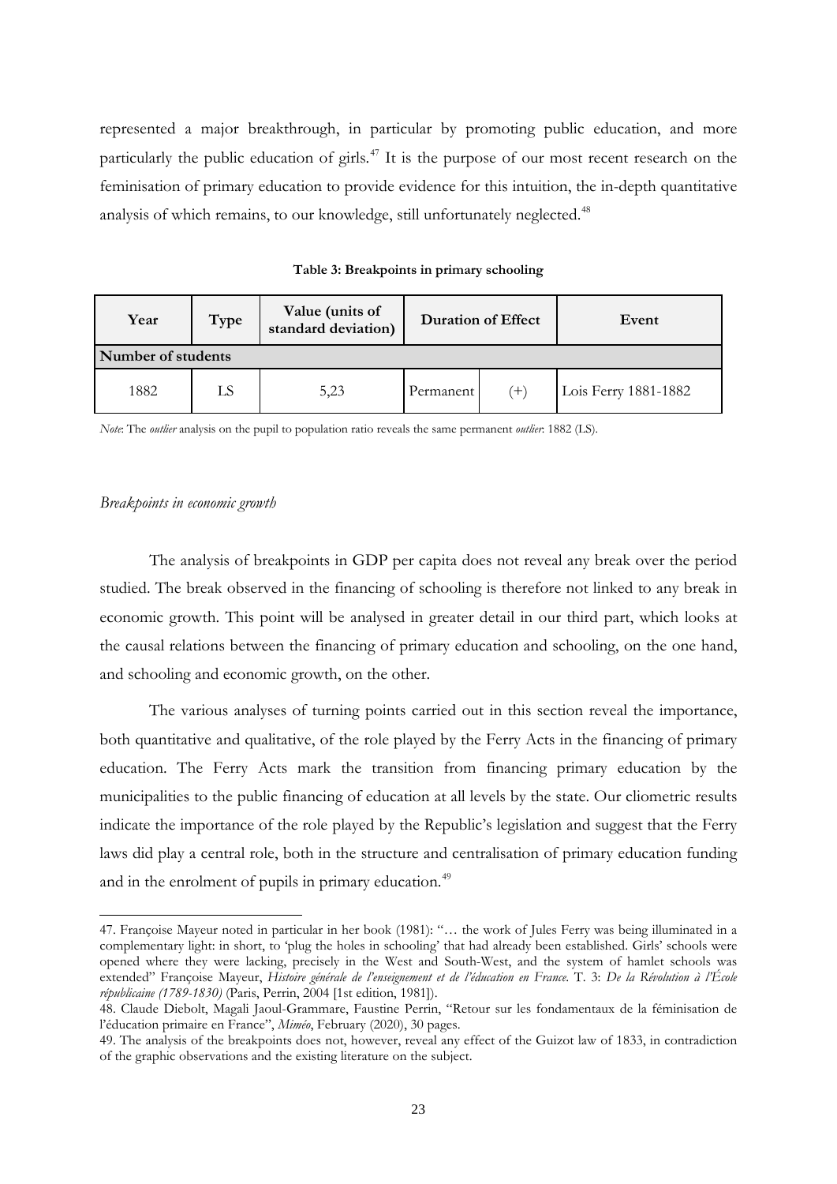represented a major breakthrough, in particular by promoting public education, and more particularly the public education of girls.[47] It is the purpose of our most recent research on the feminisation of primary education to provide evidence for this intuition, the in-depth quantitative analysis of which remains, to our knowledge, still unfortunately neglected.[48]

**Table 3: Breakpoints in primary schooling**

| Year | Type | Value (units of standard deviation) | Duration of Effect | | Event |
|---|---|---|---|---|---|
| **Number of students** | | | | | |
| 1882 | LS | 5,23 | Permanent | (+) | Lois Ferry 1881-1882 |

*Note*: The *outlier* analysis on the pupil to population ratio reveals the same permanent *outlier*: 1882 (LS).

*Breakpoints in economic growth*

The analysis of breakpoints in GDP per capita does not reveal any break over the period studied. The break observed in the financing of schooling is therefore not linked to any break in economic growth. This point will be analysed in greater detail in our third part, which looks at the causal relations between the financing of primary education and schooling, on the one hand, and schooling and economic growth, on the other.

The various analyses of turning points carried out in this section reveal the importance, both quantitative and qualitative, of the role played by the Ferry Acts in the financing of primary education. The Ferry Acts mark the transition from financing primary education by the municipalities to the public financing of education at all levels by the state. Our cliometric results indicate the importance of the role played by the Republic's legislation and suggest that the Ferry laws did play a central role, both in the structure and centralisation of primary education funding and in the enrolment of pupils in primary education.[49]

47. Françoise Mayeur noted in particular in her book (1981): "… the work of Jules Ferry was being illuminated in a complementary light: in short, to 'plug the holes in schooling' that had already been established. Girls' schools were opened where they were lacking, precisely in the West and South-West, and the system of hamlet schools was extended" Françoise Mayeur, *Histoire générale de l'enseignement et de l'éducation en France*. T. 3: *De la Révolution à l'École républicaine (1789-1830)* (Paris, Perrin, 2004 [1st edition, 1981]).

48. Claude Diebolt, Magali Jaoul-Grammare, Faustine Perrin, "Retour sur les fondamentaux de la féminisation de l'éducation primaire en France", *Miméo*, February (2020), 30 pages.

49. The analysis of the breakpoints does not, however, reveal any effect of the Guizot law of 1833, in contradiction of the graphic observations and the existing literature on the subject.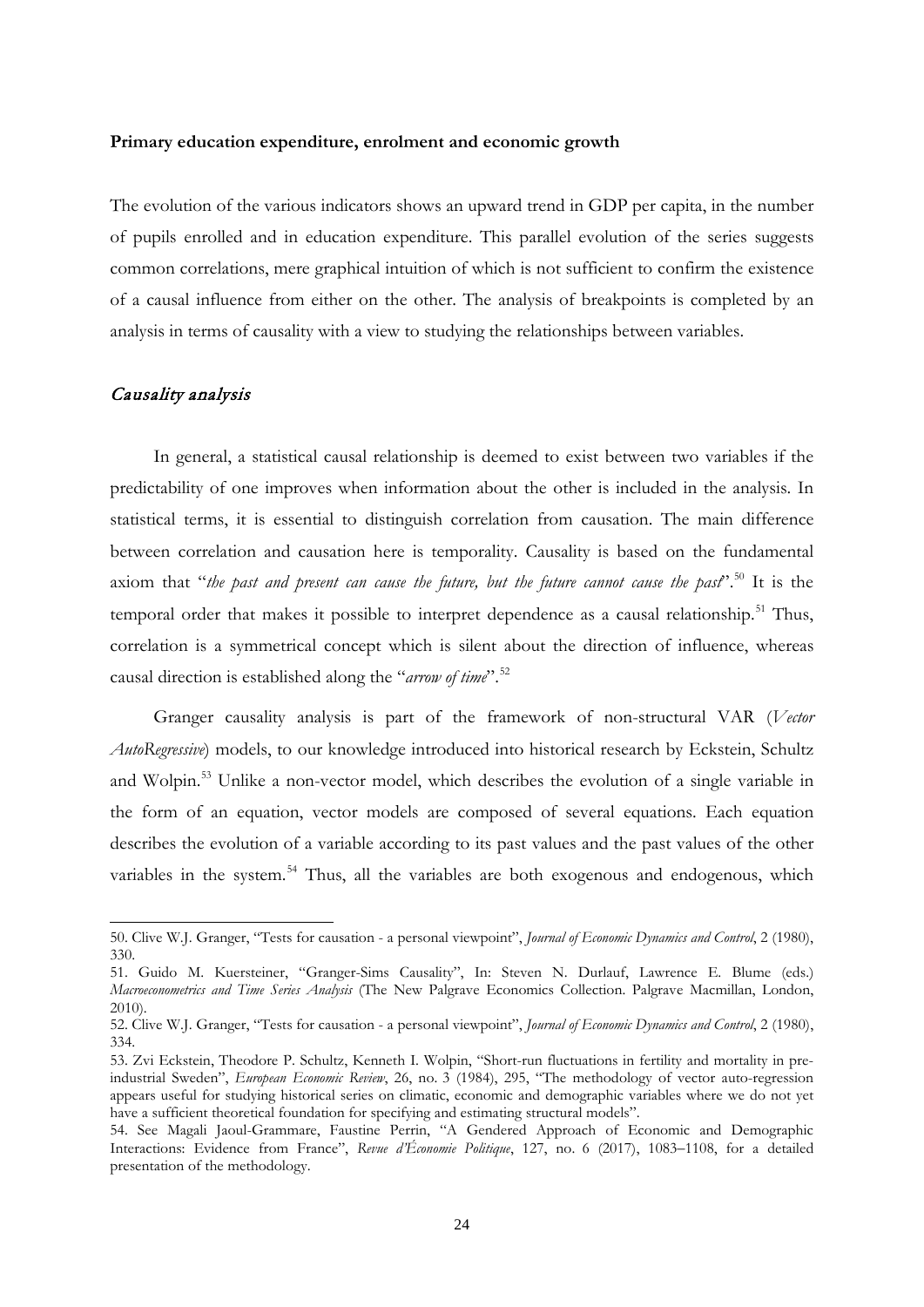**Primary education expenditure, enrolment and economic growth**

The evolution of the various indicators shows an upward trend in GDP per capita, in the number of pupils enrolled and in education expenditure. This parallel evolution of the series suggests common correlations, mere graphical intuition of which is not sufficient to confirm the existence of a causal influence from either on the other. The analysis of breakpoints is completed by an analysis in terms of causality with a view to studying the relationships between variables.

## *Causality analysis*

In general, a statistical causal relationship is deemed to exist between two variables if the predictability of one improves when information about the other is included in the analysis. In statistical terms, it is essential to distinguish correlation from causation. The main difference between correlation and causation here is temporality. Causality is based on the fundamental axiom that "*the past and present can cause the future, but the future cannot cause the past*".[50] It is the temporal order that makes it possible to interpret dependence as a causal relationship.[51] Thus, correlation is a symmetrical concept which is silent about the direction of influence, whereas causal direction is established along the "*arrow of time*".[52]

Granger causality analysis is part of the framework of non-structural VAR (*Vector AutoRegressive*) models, to our knowledge introduced into historical research by Eckstein, Schultz and Wolpin.[53] Unlike a non-vector model, which describes the evolution of a single variable in the form of an equation, vector models are composed of several equations. Each equation describes the evolution of a variable according to its past values and the past values of the other variables in the system.[54] Thus, all the variables are both exogenous and endogenous, which

---

50. Clive W.J. Granger, "Tests for causation - a personal viewpoint", *Journal of Economic Dynamics and Control*, 2 (1980), 330.

51. Guido M. Kuersteiner, "Granger-Sims Causality", In: Steven N. Durlauf, Lawrence E. Blume (eds.) *Macroeconometrics and Time Series Analysis* (The New Palgrave Economics Collection. Palgrave Macmillan, London, 2010).

52. Clive W.J. Granger, "Tests for causation - a personal viewpoint", *Journal of Economic Dynamics and Control*, 2 (1980), 334.

53. Zvi Eckstein, Theodore P. Schultz, Kenneth I. Wolpin, "Short-run fluctuations in fertility and mortality in pre-industrial Sweden", *European Economic Review*, 26, no. 3 (1984), 295, "The methodology of vector auto-regression appears useful for studying historical series on climatic, economic and demographic variables where we do not yet have a sufficient theoretical foundation for specifying and estimating structural models".

54. See Magali Jaoul-Grammare, Faustine Perrin, "A Gendered Approach of Economic and Demographic Interactions: Evidence from France", *Revue d'Économie Politique*, 127, no. 6 (2017), 1083–1108, for a detailed presentation of the methodology.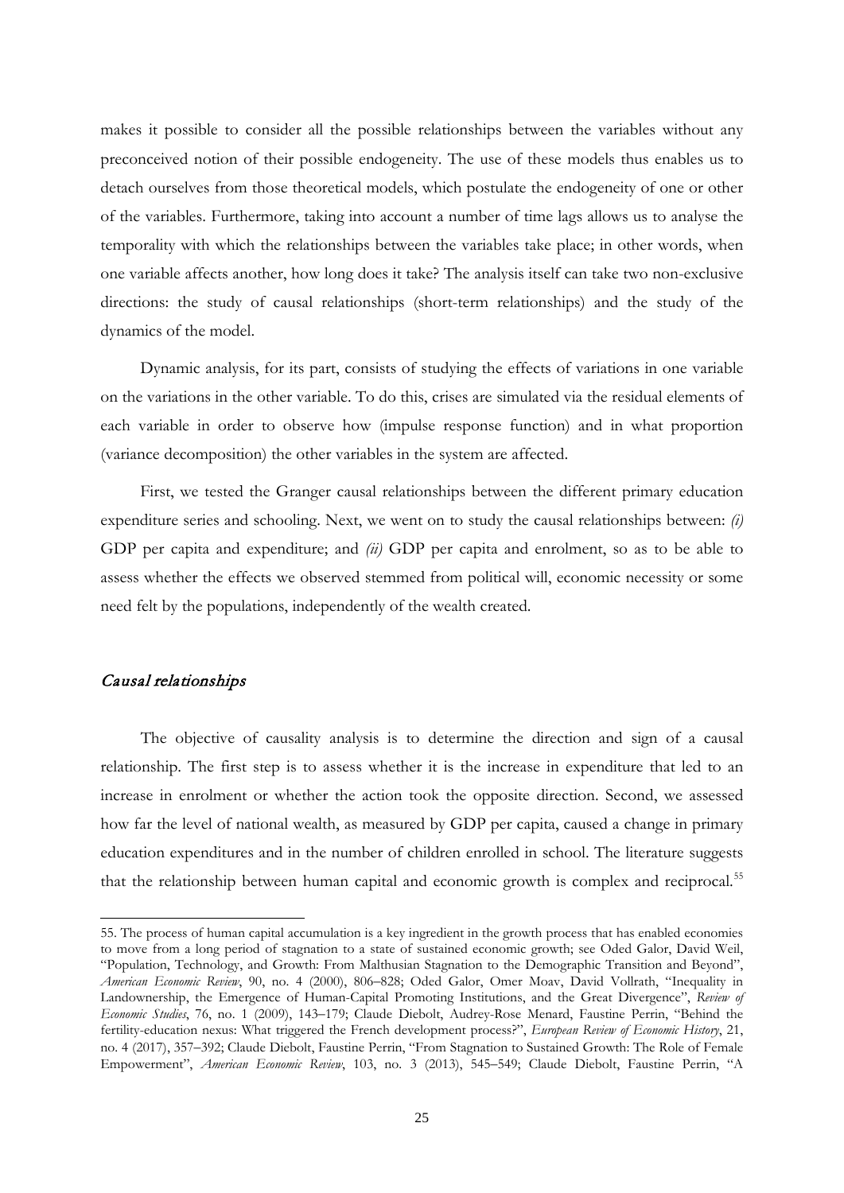makes it possible to consider all the possible relationships between the variables without any preconceived notion of their possible endogeneity. The use of these models thus enables us to detach ourselves from those theoretical models, which postulate the endogeneity of one or other of the variables. Furthermore, taking into account a number of time lags allows us to analyse the temporality with which the relationships between the variables take place; in other words, when one variable affects another, how long does it take? The analysis itself can take two non-exclusive directions: the study of causal relationships (short-term relationships) and the study of the dynamics of the model.

Dynamic analysis, for its part, consists of studying the effects of variations in one variable on the variations in the other variable. To do this, crises are simulated via the residual elements of each variable in order to observe how (impulse response function) and in what proportion (variance decomposition) the other variables in the system are affected.

First, we tested the Granger causal relationships between the different primary education expenditure series and schooling. Next, we went on to study the causal relationships between: *(i)* GDP per capita and expenditure; and *(ii)* GDP per capita and enrolment, so as to be able to assess whether the effects we observed stemmed from political will, economic necessity or some need felt by the populations, independently of the wealth created.

### *Causal relationships*

The objective of causality analysis is to determine the direction and sign of a causal relationship. The first step is to assess whether it is the increase in expenditure that led to an increase in enrolment or whether the action took the opposite direction. Second, we assessed how far the level of national wealth, as measured by GDP per capita, caused a change in primary education expenditures and in the number of children enrolled in school. The literature suggests that the relationship between human capital and economic growth is complex and reciprocal.[55]

---

55. The process of human capital accumulation is a key ingredient in the growth process that has enabled economies to move from a long period of stagnation to a state of sustained economic growth; see Oded Galor, David Weil, "Population, Technology, and Growth: From Malthusian Stagnation to the Demographic Transition and Beyond", *American Economic Review*, 90, no. 4 (2000), 806–828; Oded Galor, Omer Moav, David Vollrath, "Inequality in Landownership, the Emergence of Human-Capital Promoting Institutions, and the Great Divergence", *Review of Economic Studies*, 76, no. 1 (2009), 143–179; Claude Diebolt, Audrey-Rose Menard, Faustine Perrin, "Behind the fertility-education nexus: What triggered the French development process?", *European Review of Economic History*, 21, no. 4 (2017), 357–392; Claude Diebolt, Faustine Perrin, "From Stagnation to Sustained Growth: The Role of Female Empowerment", *American Economic Review*, 103, no. 3 (2013), 545–549; Claude Diebolt, Faustine Perrin, "A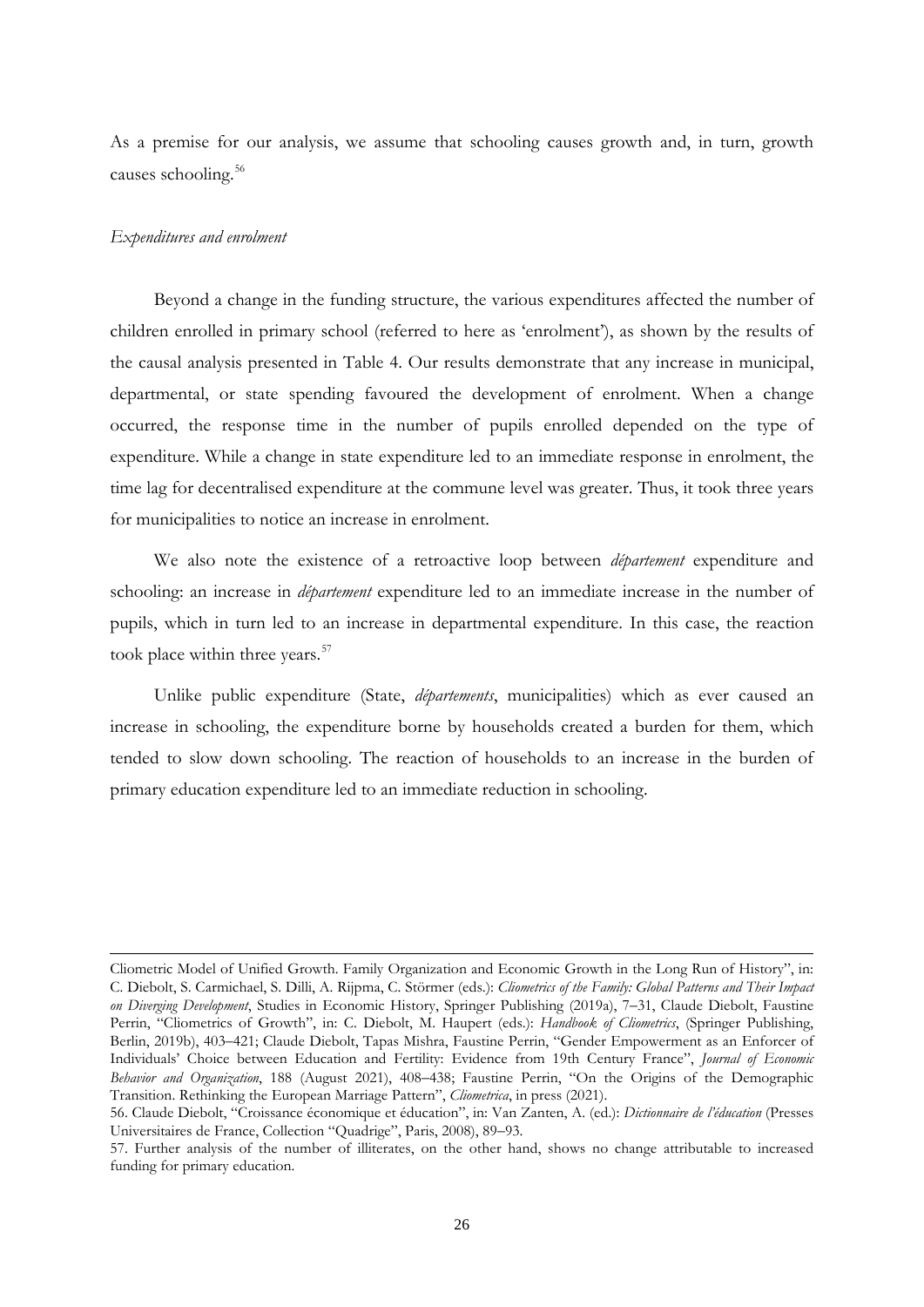As a premise for our analysis, we assume that schooling causes growth and, in turn, growth causes schooling.[56]

*Expenditures and enrolment*

Beyond a change in the funding structure, the various expenditures affected the number of children enrolled in primary school (referred to here as 'enrolment'), as shown by the results of the causal analysis presented in Table 4. Our results demonstrate that any increase in municipal, departmental, or state spending favoured the development of enrolment. When a change occurred, the response time in the number of pupils enrolled depended on the type of expenditure. While a change in state expenditure led to an immediate response in enrolment, the time lag for decentralised expenditure at the commune level was greater. Thus, it took three years for municipalities to notice an increase in enrolment.

We also note the existence of a retroactive loop between *département* expenditure and schooling: an increase in *département* expenditure led to an immediate increase in the number of pupils, which in turn led to an increase in departmental expenditure. In this case, the reaction took place within three years.[57]

Unlike public expenditure (State, *départements*, municipalities) which as ever caused an increase in schooling, the expenditure borne by households created a burden for them, which tended to slow down schooling. The reaction of households to an increase in the burden of primary education expenditure led to an immediate reduction in schooling.

---

Cliometric Model of Unified Growth. Family Organization and Economic Growth in the Long Run of History", in: C. Diebolt, S. Carmichael, S. Dilli, A. Rijpma, C. Störmer (eds.): *Cliometrics of the Family: Global Patterns and Their Impact on Diverging Development*, Studies in Economic History, Springer Publishing (2019a), 7–31, Claude Diebolt, Faustine Perrin, "Cliometrics of Growth", in: C. Diebolt, M. Haupert (eds.): *Handbook of Cliometrics*, (Springer Publishing, Berlin, 2019b), 403–421; Claude Diebolt, Tapas Mishra, Faustine Perrin, "Gender Empowerment as an Enforcer of Individuals' Choice between Education and Fertility: Evidence from 19th Century France", *Journal of Economic Behavior and Organization*, 188 (August 2021), 408–438; Faustine Perrin, "On the Origins of the Demographic Transition. Rethinking the European Marriage Pattern", *Cliometrica*, in press (2021).

56. Claude Diebolt, "Croissance économique et éducation", in: Van Zanten, A. (ed.): *Dictionnaire de l'éducation* (Presses Universitaires de France, Collection "Quadrige", Paris, 2008), 89–93.

57. Further analysis of the number of illiterates, on the other hand, shows no change attributable to increased funding for primary education.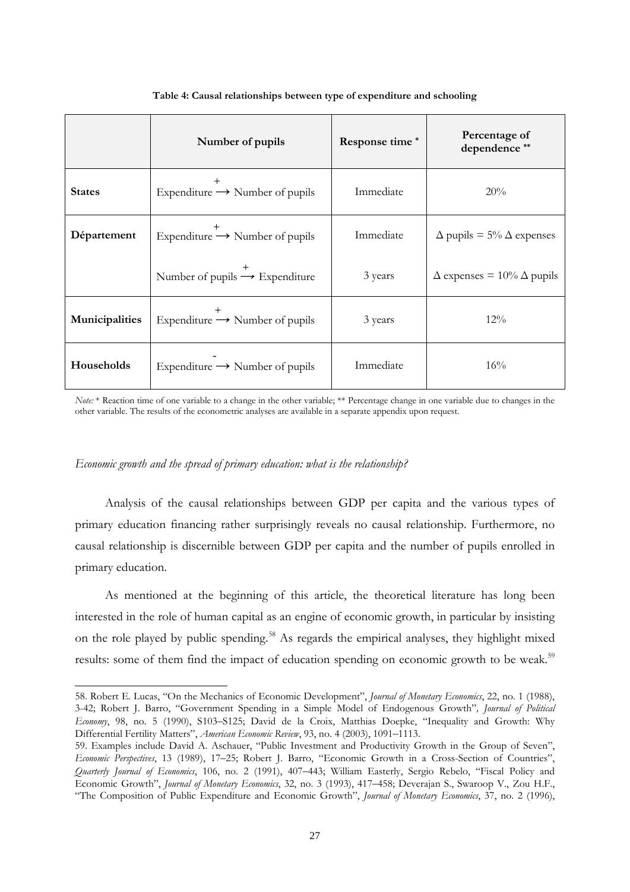**Table 4: Causal relationships between type of expenditure and schooling**

| | Number of pupils | Response time * | Percentage of dependence ** |
|---|---|---|---|
| **States** | Expenditure $\xrightarrow{+}$ Number of pupils | Immediate | 20% |
| **Département** | Expenditure $\xrightarrow{+}$ Number of pupils | Immediate | $\Delta$ pupils = 5% $\Delta$ expenses |
| | Number of pupils $\xrightarrow{+}$ Expenditure | 3 years | $\Delta$ expenses = 10% $\Delta$ pupils |
| **Municipalities** | Expenditure $\xrightarrow{+}$ Number of pupils | 3 years | 12% |
| **Households** | Expenditure $\xrightarrow{-}$ Number of pupils | Immediate | 16% |

*Note:* * Reaction time of one variable to a change in the other variable; ** Percentage change in one variable due to changes in the other variable. The results of the econometric analyses are available in a separate appendix upon request.

*Economic growth and the spread of primary education: what is the relationship?*

Analysis of the causal relationships between GDP per capita and the various types of primary education financing rather surprisingly reveals no causal relationship. Furthermore, no causal relationship is discernible between GDP per capita and the number of pupils enrolled in primary education.

As mentioned at the beginning of this article, the theoretical literature has long been interested in the role of human capital as an engine of economic growth, in particular by insisting on the role played by public spending.[58] As regards the empirical analyses, they highlight mixed results: some of them find the impact of education spending on economic growth to be weak.[59]

58. Robert E. Lucas, "On the Mechanics of Economic Development", *Journal of Monetary Economics*, 22, no. 1 (1988), 3-42; Robert J. Barro, "Government Spending in a Simple Model of Endogenous Growth", *Journal of Political Economy*, 98, no. 5 (1990), S103–S125; David de la Croix, Matthias Doepke, "Inequality and Growth: Why Differential Fertility Matters", *American Economic Review*, 93, no. 4 (2003), 1091–1113.

59. Examples include David A. Aschauer, "Public Investment and Productivity Growth in the Group of Seven", *Economic Perspectives*, 13 (1989), 17–25; Robert J. Barro, "Economic Growth in a Cross-Section of Countries", *Quarterly Journal of Economics*, 106, no. 2 (1991), 407–443; William Easterly, Sergio Rebelo, "Fiscal Policy and Economic Growth", *Journal of Monetary Economics*, 32, no. 3 (1993), 417–458; Deverajan S., Swaroop V., Zou H.F., "The Composition of Public Expenditure and Economic Growth", *Journal of Monetary Economics*, 37, no. 2 (1996),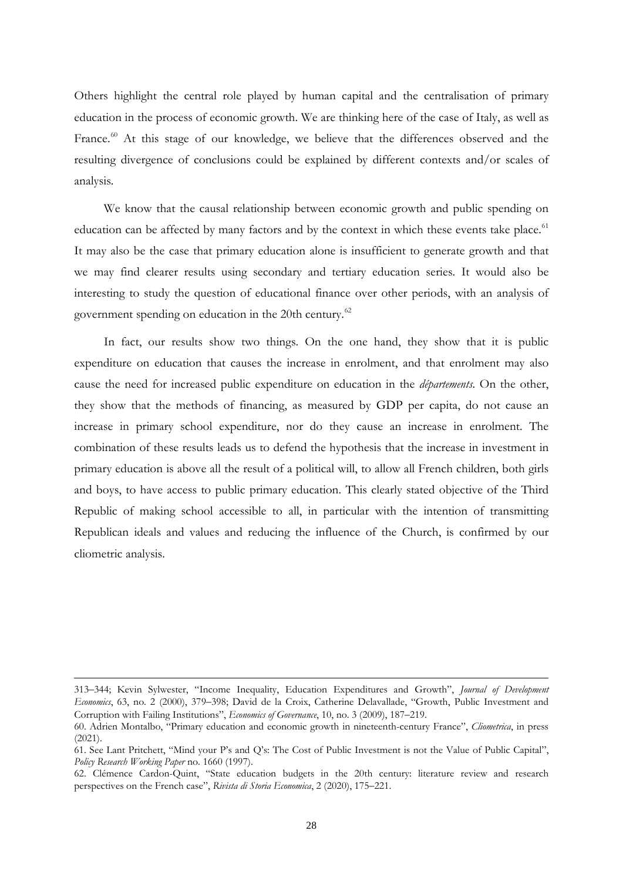Others highlight the central role played by human capital and the centralisation of primary education in the process of economic growth. We are thinking here of the case of Italy, as well as France.[60] At this stage of our knowledge, we believe that the differences observed and the resulting divergence of conclusions could be explained by different contexts and/or scales of analysis.

We know that the causal relationship between economic growth and public spending on education can be affected by many factors and by the context in which these events take place.[61] It may also be the case that primary education alone is insufficient to generate growth and that we may find clearer results using secondary and tertiary education series. It would also be interesting to study the question of educational finance over other periods, with an analysis of government spending on education in the 20th century.[62]

In fact, our results show two things. On the one hand, they show that it is public expenditure on education that causes the increase in enrolment, and that enrolment may also cause the need for increased public expenditure on education in the *départements*. On the other, they show that the methods of financing, as measured by GDP per capita, do not cause an increase in primary school expenditure, nor do they cause an increase in enrolment. The combination of these results leads us to defend the hypothesis that the increase in investment in primary education is above all the result of a political will, to allow all French children, both girls and boys, to have access to public primary education. This clearly stated objective of the Third Republic of making school accessible to all, in particular with the intention of transmitting Republican ideals and values and reducing the influence of the Church, is confirmed by our cliometric analysis.

---

313–344; Kevin Sylwester, "Income Inequality, Education Expenditures and Growth", *Journal of Development Economics*, 63, no. 2 (2000), 379–398; David de la Croix, Catherine Delavallade, "Growth, Public Investment and Corruption with Failing Institutions", *Economics of Governance*, 10, no. 3 (2009), 187–219.

60. Adrien Montalbo, "Primary education and economic growth in nineteenth-century France", *Cliometrica*, in press (2021).

61. See Lant Pritchett, "Mind your P's and Q's: The Cost of Public Investment is not the Value of Public Capital", *Policy Research Working Paper* no. 1660 (1997).

62. Clémence Cardon-Quint, "State education budgets in the 20th century: literature review and research perspectives on the French case", *Rivista di Storia Economica*, 2 (2020), 175–221.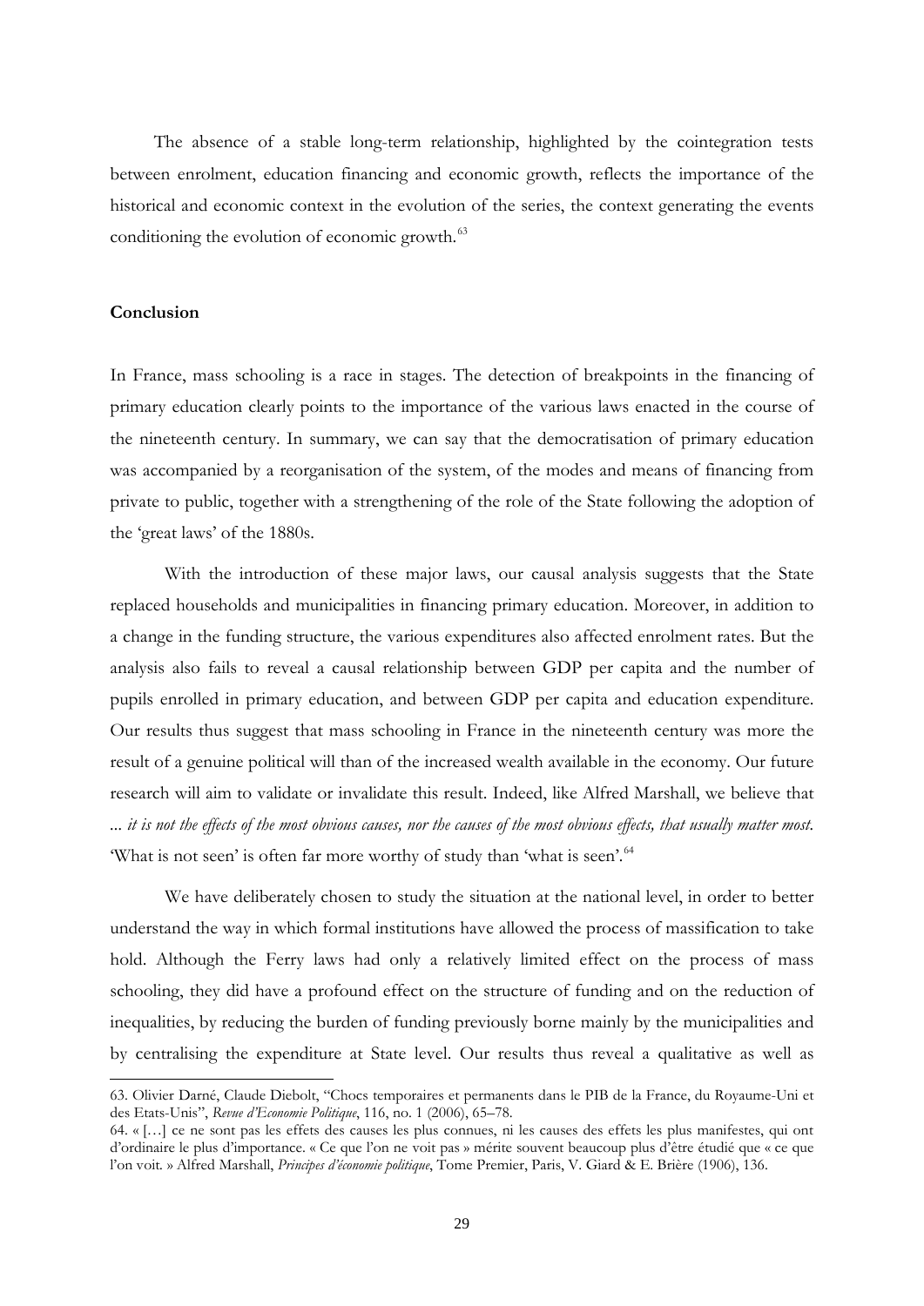The absence of a stable long-term relationship, highlighted by the cointegration tests between enrolment, education financing and economic growth, reflects the importance of the historical and economic context in the evolution of the series, the context generating the events conditioning the evolution of economic growth.[63]

**Conclusion**

In France, mass schooling is a race in stages. The detection of breakpoints in the financing of primary education clearly points to the importance of the various laws enacted in the course of the nineteenth century. In summary, we can say that the democratisation of primary education was accompanied by a reorganisation of the system, of the modes and means of financing from private to public, together with a strengthening of the role of the State following the adoption of the 'great laws' of the 1880s.

With the introduction of these major laws, our causal analysis suggests that the State replaced households and municipalities in financing primary education. Moreover, in addition to a change in the funding structure, the various expenditures also affected enrolment rates. But the analysis also fails to reveal a causal relationship between GDP per capita and the number of pupils enrolled in primary education, and between GDP per capita and education expenditure. Our results thus suggest that mass schooling in France in the nineteenth century was more the result of a genuine political will than of the increased wealth available in the economy. Our future research will aim to validate or invalidate this result. Indeed, like Alfred Marshall, we believe that ... *it is not the effects of the most obvious causes, nor the causes of the most obvious effects, that usually matter most.* 'What is not seen' is often far more worthy of study than 'what is seen'.[64]

We have deliberately chosen to study the situation at the national level, in order to better understand the way in which formal institutions have allowed the process of massification to take hold. Although the Ferry laws had only a relatively limited effect on the process of mass schooling, they did have a profound effect on the structure of funding and on the reduction of inequalities, by reducing the burden of funding previously borne mainly by the municipalities and by centralising the expenditure at State level. Our results thus reveal a qualitative as well as

---

63. Olivier Darné, Claude Diebolt, "Chocs temporaires et permanents dans le PIB de la France, du Royaume-Uni et des Etats-Unis", *Revue d'Economie Politique*, 116, no. 1 (2006), 65–78.

64. « […] ce ne sont pas les effets des causes les plus connues, ni les causes des effets les plus manifestes, qui ont d'ordinaire le plus d'importance. « Ce que l'on ne voit pas » mérite souvent beaucoup plus d'être étudié que « ce que l'on voit. » Alfred Marshall, *Principes d'économie politique*, Tome Premier, Paris, V. Giard & E. Brière (1906), 136.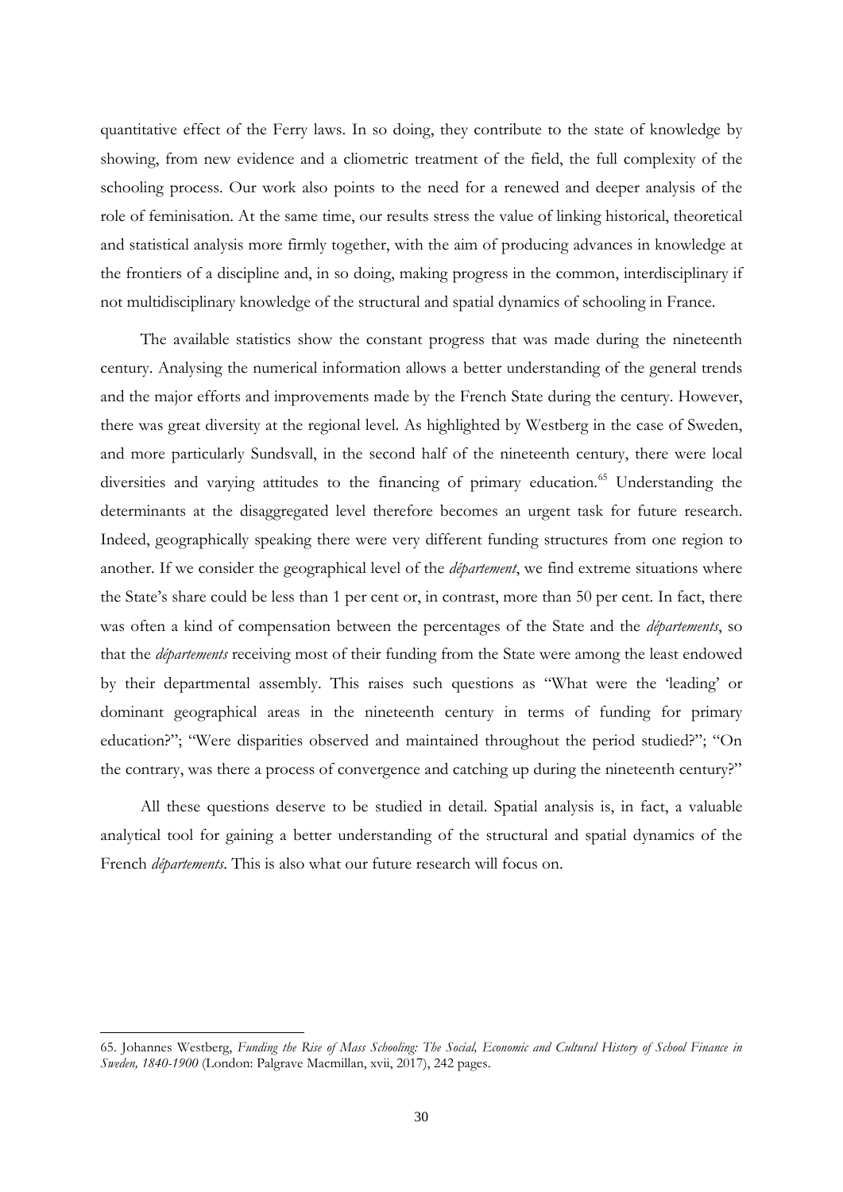quantitative effect of the Ferry laws. In so doing, they contribute to the state of knowledge by showing, from new evidence and a cliometric treatment of the field, the full complexity of the schooling process. Our work also points to the need for a renewed and deeper analysis of the role of feminisation. At the same time, our results stress the value of linking historical, theoretical and statistical analysis more firmly together, with the aim of producing advances in knowledge at the frontiers of a discipline and, in so doing, making progress in the common, interdisciplinary if not multidisciplinary knowledge of the structural and spatial dynamics of schooling in France.

The available statistics show the constant progress that was made during the nineteenth century. Analysing the numerical information allows a better understanding of the general trends and the major efforts and improvements made by the French State during the century. However, there was great diversity at the regional level. As highlighted by Westberg in the case of Sweden, and more particularly Sundsvall, in the second half of the nineteenth century, there were local diversities and varying attitudes to the financing of primary education.[65] Understanding the determinants at the disaggregated level therefore becomes an urgent task for future research. Indeed, geographically speaking there were very different funding structures from one region to another. If we consider the geographical level of the *département*, we find extreme situations where the State's share could be less than 1 per cent or, in contrast, more than 50 per cent. In fact, there was often a kind of compensation between the percentages of the State and the *départements*, so that the *départements* receiving most of their funding from the State were among the least endowed by their departmental assembly. This raises such questions as "What were the 'leading' or dominant geographical areas in the nineteenth century in terms of funding for primary education?"; "Were disparities observed and maintained throughout the period studied?"; "On the contrary, was there a process of convergence and catching up during the nineteenth century?"

All these questions deserve to be studied in detail. Spatial analysis is, in fact, a valuable analytical tool for gaining a better understanding of the structural and spatial dynamics of the French *départements*. This is also what our future research will focus on.

---

65. Johannes Westberg, *Funding the Rise of Mass Schooling: The Social, Economic and Cultural History of School Finance in Sweden, 1840-1900* (London: Palgrave Macmillan, xvii, 2017), 242 pages.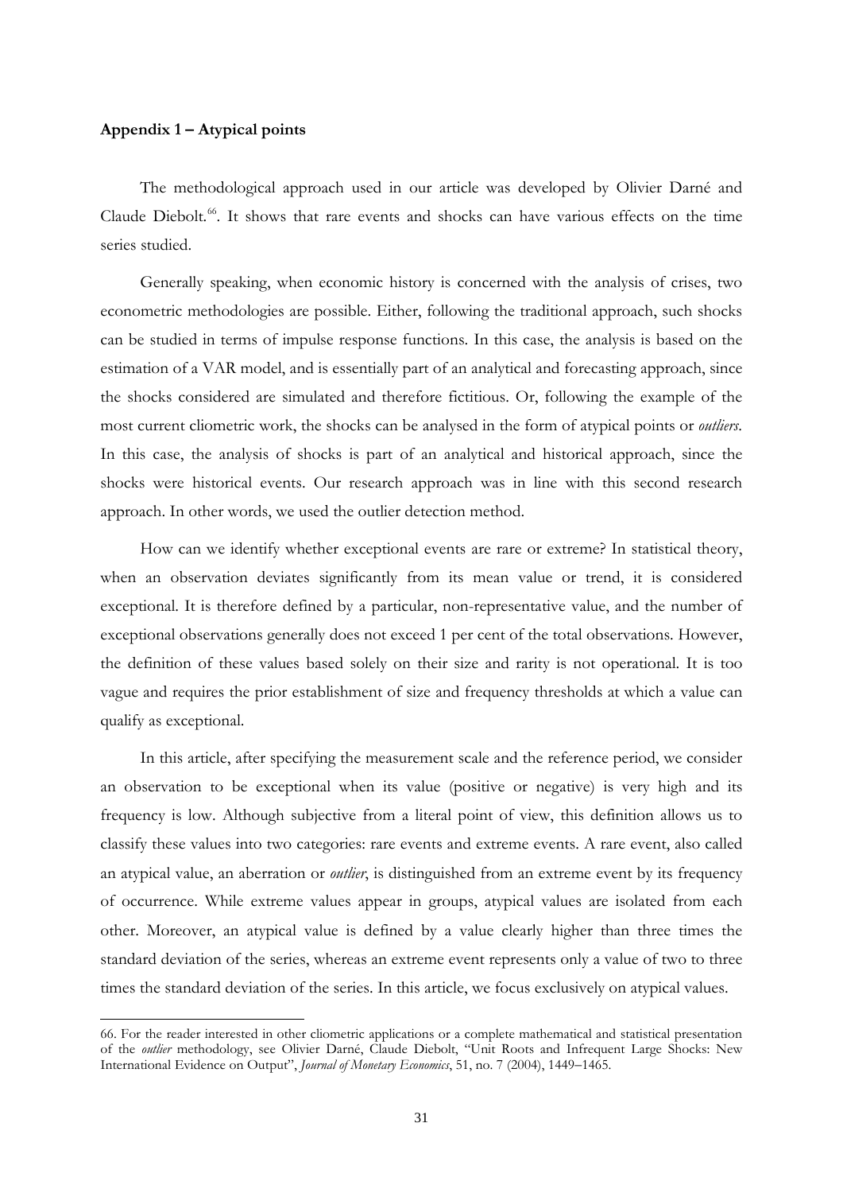**Appendix 1 – Atypical points**

The methodological approach used in our article was developed by Olivier Darné and Claude Diebolt.[66]. It shows that rare events and shocks can have various effects on the time series studied.

Generally speaking, when economic history is concerned with the analysis of crises, two econometric methodologies are possible. Either, following the traditional approach, such shocks can be studied in terms of impulse response functions. In this case, the analysis is based on the estimation of a VAR model, and is essentially part of an analytical and forecasting approach, since the shocks considered are simulated and therefore fictitious. Or, following the example of the most current cliometric work, the shocks can be analysed in the form of atypical points or *outliers*. In this case, the analysis of shocks is part of an analytical and historical approach, since the shocks were historical events. Our research approach was in line with this second research approach. In other words, we used the outlier detection method.

How can we identify whether exceptional events are rare or extreme? In statistical theory, when an observation deviates significantly from its mean value or trend, it is considered exceptional. It is therefore defined by a particular, non-representative value, and the number of exceptional observations generally does not exceed 1 per cent of the total observations. However, the definition of these values based solely on their size and rarity is not operational. It is too vague and requires the prior establishment of size and frequency thresholds at which a value can qualify as exceptional.

In this article, after specifying the measurement scale and the reference period, we consider an observation to be exceptional when its value (positive or negative) is very high and its frequency is low. Although subjective from a literal point of view, this definition allows us to classify these values into two categories: rare events and extreme events. A rare event, also called an atypical value, an aberration or *outlier*, is distinguished from an extreme event by its frequency of occurrence. While extreme values appear in groups, atypical values are isolated from each other. Moreover, an atypical value is defined by a value clearly higher than three times the standard deviation of the series, whereas an extreme event represents only a value of two to three times the standard deviation of the series. In this article, we focus exclusively on atypical values.

---

66. For the reader interested in other cliometric applications or a complete mathematical and statistical presentation of the *outlier* methodology, see Olivier Darné, Claude Diebolt, "Unit Roots and Infrequent Large Shocks: New International Evidence on Output", *Journal of Monetary Economics*, 51, no. 7 (2004), 1449–1465.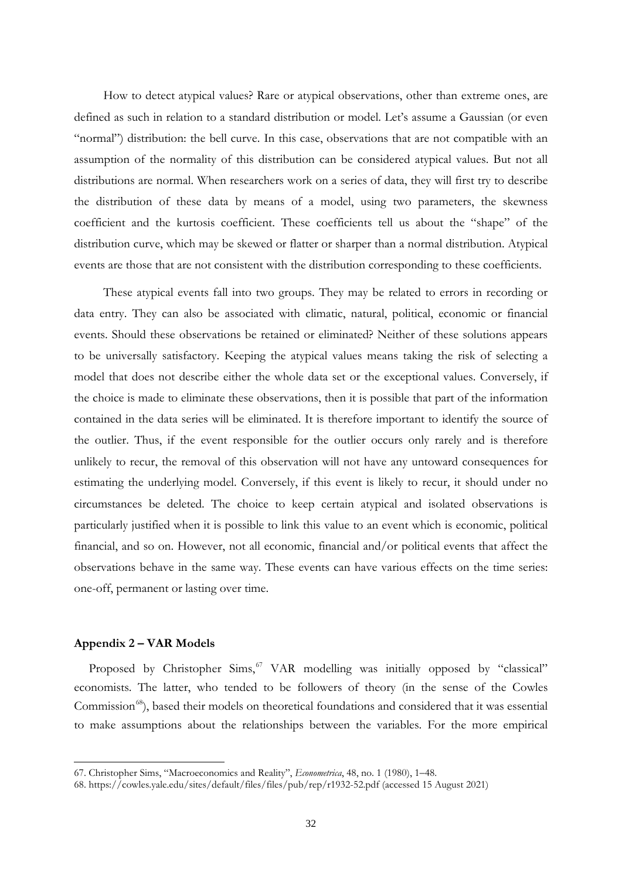How to detect atypical values? Rare or atypical observations, other than extreme ones, are defined as such in relation to a standard distribution or model. Let's assume a Gaussian (or even "normal") distribution: the bell curve. In this case, observations that are not compatible with an assumption of the normality of this distribution can be considered atypical values. But not all distributions are normal. When researchers work on a series of data, they will first try to describe the distribution of these data by means of a model, using two parameters, the skewness coefficient and the kurtosis coefficient. These coefficients tell us about the "shape" of the distribution curve, which may be skewed or flatter or sharper than a normal distribution. Atypical events are those that are not consistent with the distribution corresponding to these coefficients.

These atypical events fall into two groups. They may be related to errors in recording or data entry. They can also be associated with climatic, natural, political, economic or financial events. Should these observations be retained or eliminated? Neither of these solutions appears to be universally satisfactory. Keeping the atypical values means taking the risk of selecting a model that does not describe either the whole data set or the exceptional values. Conversely, if the choice is made to eliminate these observations, then it is possible that part of the information contained in the data series will be eliminated. It is therefore important to identify the source of the outlier. Thus, if the event responsible for the outlier occurs only rarely and is therefore unlikely to recur, the removal of this observation will not have any untoward consequences for estimating the underlying model. Conversely, if this event is likely to recur, it should under no circumstances be deleted. The choice to keep certain atypical and isolated observations is particularly justified when it is possible to link this value to an event which is economic, political financial, and so on. However, not all economic, financial and/or political events that affect the observations behave in the same way. These events can have various effects on the time series: one-off, permanent or lasting over time.

**Appendix 2 – VAR Models**

Proposed by Christopher Sims,[67] VAR modelling was initially opposed by "classical" economists. The latter, who tended to be followers of theory (in the sense of the Cowles Commission[68]), based their models on theoretical foundations and considered that it was essential to make assumptions about the relationships between the variables. For the more empirical

67. Christopher Sims, "Macroeconomics and Reality", *Econometrica*, 48, no. 1 (1980), 1–48.

68. https://cowles.yale.edu/sites/default/files/files/pub/rep/r1932-52.pdf (accessed 15 August 2021)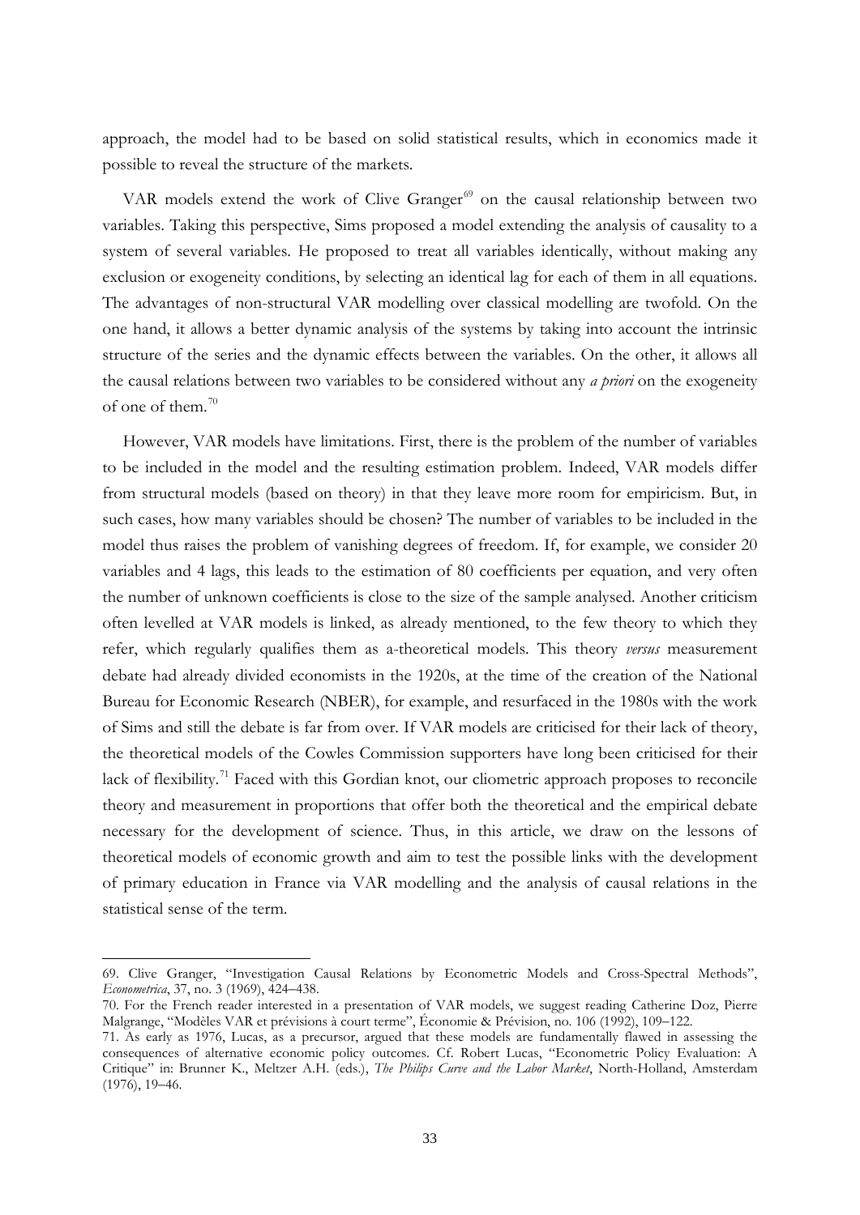approach, the model had to be based on solid statistical results, which in economics made it possible to reveal the structure of the markets.

VAR models extend the work of Clive Granger[69] on the causal relationship between two variables. Taking this perspective, Sims proposed a model extending the analysis of causality to a system of several variables. He proposed to treat all variables identically, without making any exclusion or exogeneity conditions, by selecting an identical lag for each of them in all equations. The advantages of non-structural VAR modelling over classical modelling are twofold. On the one hand, it allows a better dynamic analysis of the systems by taking into account the intrinsic structure of the series and the dynamic effects between the variables. On the other, it allows all the causal relations between two variables to be considered without any *a priori* on the exogeneity of one of them.[70]

However, VAR models have limitations. First, there is the problem of the number of variables to be included in the model and the resulting estimation problem. Indeed, VAR models differ from structural models (based on theory) in that they leave more room for empiricism. But, in such cases, how many variables should be chosen? The number of variables to be included in the model thus raises the problem of vanishing degrees of freedom. If, for example, we consider 20 variables and 4 lags, this leads to the estimation of 80 coefficients per equation, and very often the number of unknown coefficients is close to the size of the sample analysed. Another criticism often levelled at VAR models is linked, as already mentioned, to the few theory to which they refer, which regularly qualifies them as a-theoretical models. This theory *versus* measurement debate had already divided economists in the 1920s, at the time of the creation of the National Bureau for Economic Research (NBER), for example, and resurfaced in the 1980s with the work of Sims and still the debate is far from over. If VAR models are criticised for their lack of theory, the theoretical models of the Cowles Commission supporters have long been criticised for their lack of flexibility.[71] Faced with this Gordian knot, our cliometric approach proposes to reconcile theory and measurement in proportions that offer both the theoretical and the empirical debate necessary for the development of science. Thus, in this article, we draw on the lessons of theoretical models of economic growth and aim to test the possible links with the development of primary education in France via VAR modelling and the analysis of causal relations in the statistical sense of the term.

---

69. Clive Granger, "Investigation Causal Relations by Econometric Models and Cross-Spectral Methods", *Econometrica*, 37, no. 3 (1969), 424–438.

70. For the French reader interested in a presentation of VAR models, we suggest reading Catherine Doz, Pierre Malgrange, "Modèles VAR et prévisions à court terme", Économie & Prévision, no. 106 (1992), 109–122.

71. As early as 1976, Lucas, as a precursor, argued that these models are fundamentally flawed in assessing the consequences of alternative economic policy outcomes. Cf. Robert Lucas, "Econometric Policy Evaluation: A Critique" in: Brunner K., Meltzer A.H. (eds.), *The Philips Curve and the Labor Market*, North-Holland, Amsterdam (1976), 19–46.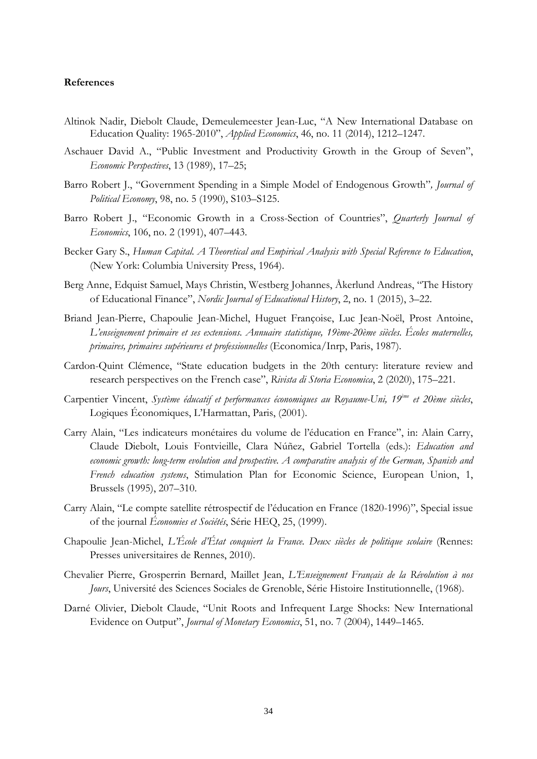**References**

Altinok Nadir, Diebolt Claude, Demeulemeester Jean-Luc, "A New International Database on Education Quality: 1965-2010", *Applied Economics*, 46, no. 11 (2014), 1212–1247.

Aschauer David A., "Public Investment and Productivity Growth in the Group of Seven", *Economic Perspectives*, 13 (1989), 17–25;

Barro Robert J., "Government Spending in a Simple Model of Endogenous Growth"*, Journal of Political Economy*, 98, no. 5 (1990), S103–S125.

Barro Robert J., "Economic Growth in a Cross-Section of Countries", *Quarterly Journal of Economics*, 106, no. 2 (1991), 407–443.

Becker Gary S., *Human Capital. A Theoretical and Empirical Analysis with Special Reference to Education*, (New York: Columbia University Press, 1964).

Berg Anne, Edquist Samuel, Mays Christin, Westberg Johannes, Åkerlund Andreas, "The History of Educational Finance", *Nordic Journal of Educational History*, 2, no. 1 (2015), 3–22.

Briand Jean-Pierre, Chapoulie Jean-Michel, Huguet Françoise, Luc Jean-Noël, Prost Antoine, *L'enseignement primaire et ses extensions. Annuaire statistique, 19ème-20ème siècles. Écoles maternelles, primaires, primaires supérieures et professionnelles* (Economica/Inrp, Paris, 1987).

Cardon-Quint Clémence, "State education budgets in the 20th century: literature review and research perspectives on the French case", *Rivista di Storia Economica*, 2 (2020), 175–221.

Carpentier Vincent, *Système éducatif et performances économiques au Royaume-Uni, 19ème et 20ème siècles*, Logiques Économiques, L'Harmattan, Paris, (2001).

Carry Alain, "Les indicateurs monétaires du volume de l'éducation en France", in: Alain Carry, Claude Diebolt, Louis Fontvieille, Clara Núñez, Gabriel Tortella (eds.): *Education and economic growth: long-term evolution and prospective. A comparative analysis of the German, Spanish and French education systems*, Stimulation Plan for Economic Science, European Union, 1, Brussels (1995), 207–310.

Carry Alain, "Le compte satellite rétrospectif de l'éducation en France (1820-1996)", Special issue of the journal *Économies et Sociétés*, Série HEQ, 25, (1999).

Chapoulie Jean-Michel, *L'École d'État conquiert la France. Deux siècles de politique scolaire* (Rennes: Presses universitaires de Rennes, 2010).

Chevalier Pierre, Grosperrin Bernard, Maillet Jean, *L'Enseignement Français de la Révolution à nos Jours*, Université des Sciences Sociales de Grenoble, Série Histoire Institutionnelle, (1968).

Darné Olivier, Diebolt Claude, "Unit Roots and Infrequent Large Shocks: New International Evidence on Output", *Journal of Monetary Economics*, 51, no. 7 (2004), 1449–1465.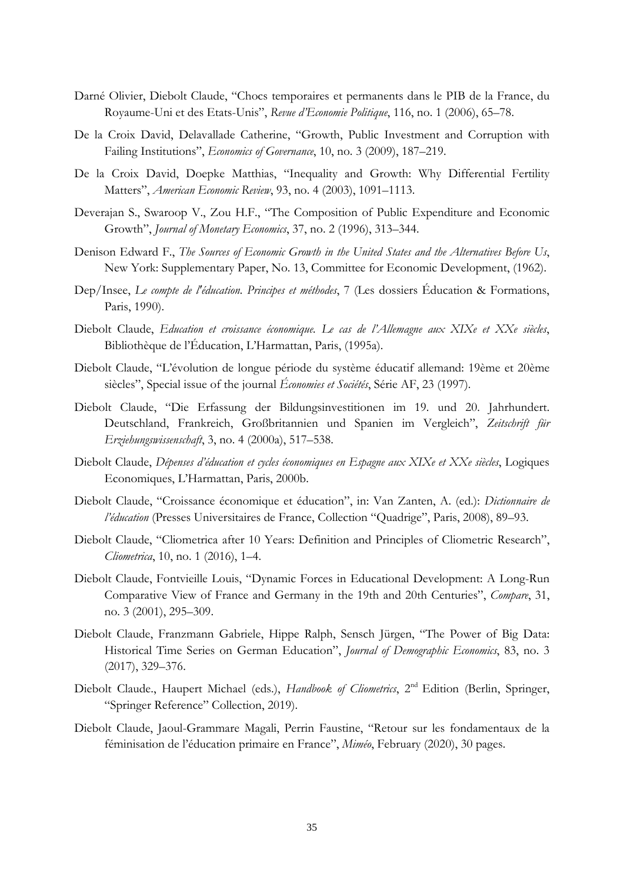Darné Olivier, Diebolt Claude, "Chocs temporaires et permanents dans le PIB de la France, du Royaume-Uni et des Etats-Unis", *Revue d'Economie Politique*, 116, no. 1 (2006), 65–78.

De la Croix David, Delavallade Catherine, "Growth, Public Investment and Corruption with Failing Institutions", *Economics of Governance*, 10, no. 3 (2009), 187–219.

De la Croix David, Doepke Matthias, "Inequality and Growth: Why Differential Fertility Matters", *American Economic Review*, 93, no. 4 (2003), 1091–1113.

Deverajan S., Swaroop V., Zou H.F., "The Composition of Public Expenditure and Economic Growth", *Journal of Monetary Economics*, 37, no. 2 (1996), 313–344.

Denison Edward F., *The Sources of Economic Growth in the United States and the Alternatives Before Us*, New York: Supplementary Paper, No. 13, Committee for Economic Development, (1962).

Dep/Insee, *Le compte de l'éducation. Principes et méthodes*, 7 (Les dossiers Éducation & Formations, Paris, 1990).

Diebolt Claude, *Education et croissance économique. Le cas de l'Allemagne aux XIXe et XXe siècles*, Bibliothèque de l'Éducation, L'Harmattan, Paris, (1995a).

Diebolt Claude, "L'évolution de longue période du système éducatif allemand: 19ème et 20ème siècles", Special issue of the journal *Économies et Sociétés*, Série AF, 23 (1997).

Diebolt Claude, "Die Erfassung der Bildungsinvestitionen im 19. und 20. Jahrhundert. Deutschland, Frankreich, Großbritannien und Spanien im Vergleich", *Zeitschrift für Erziehungswissenschaft*, 3, no. 4 (2000a), 517–538.

Diebolt Claude, *Dépenses d'éducation et cycles économiques en Espagne aux XIXe et XXe siècles*, Logiques Economiques, L'Harmattan, Paris, 2000b.

Diebolt Claude, "Croissance économique et éducation", in: Van Zanten, A. (ed.): *Dictionnaire de l'éducation* (Presses Universitaires de France, Collection "Quadrige", Paris, 2008), 89–93.

Diebolt Claude, "Cliometrica after 10 Years: Definition and Principles of Cliometric Research", *Cliometrica*, 10, no. 1 (2016), 1–4.

Diebolt Claude, Fontvieille Louis, "Dynamic Forces in Educational Development: A Long-Run Comparative View of France and Germany in the 19th and 20th Centuries", *Compare*, 31, no. 3 (2001), 295–309.

Diebolt Claude, Franzmann Gabriele, Hippe Ralph, Sensch Jürgen, "The Power of Big Data: Historical Time Series on German Education", *Journal of Demographic Economics*, 83, no. 3 (2017), 329–376.

Diebolt Claude., Haupert Michael (eds.), *Handbook of Cliometrics*, 2nd Edition (Berlin, Springer, "Springer Reference" Collection, 2019).

Diebolt Claude, Jaoul-Grammare Magali, Perrin Faustine, "Retour sur les fondamentaux de la féminisation de l'éducation primaire en France", *Miméo*, February (2020), 30 pages.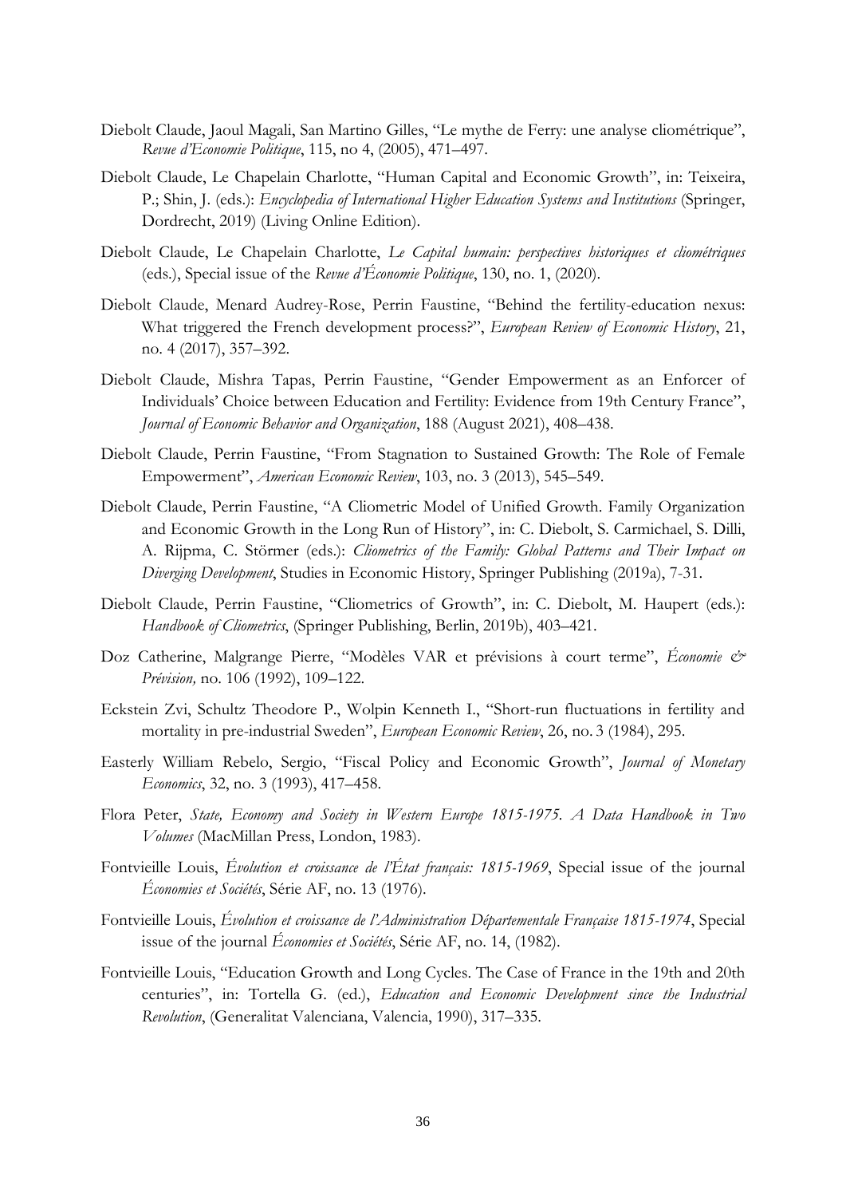Diebolt Claude, Jaoul Magali, San Martino Gilles, "Le mythe de Ferry: une analyse cliométrique", *Revue d'Economie Politique*, 115, no 4, (2005), 471–497.

Diebolt Claude, Le Chapelain Charlotte, "Human Capital and Economic Growth", in: Teixeira, P.; Shin, J. (eds.): *Encyclopedia of International Higher Education Systems and Institutions* (Springer, Dordrecht, 2019) (Living Online Edition).

Diebolt Claude, Le Chapelain Charlotte, *Le Capital humain: perspectives historiques et cliométriques* (eds.), Special issue of the *Revue d'Économie Politique*, 130, no. 1, (2020).

Diebolt Claude, Menard Audrey-Rose, Perrin Faustine, "Behind the fertility-education nexus: What triggered the French development process?", *European Review of Economic History*, 21, no. 4 (2017), 357–392.

Diebolt Claude, Mishra Tapas, Perrin Faustine, "Gender Empowerment as an Enforcer of Individuals' Choice between Education and Fertility: Evidence from 19th Century France", *Journal of Economic Behavior and Organization*, 188 (August 2021), 408–438.

Diebolt Claude, Perrin Faustine, "From Stagnation to Sustained Growth: The Role of Female Empowerment", *American Economic Review*, 103, no. 3 (2013), 545–549.

Diebolt Claude, Perrin Faustine, "A Cliometric Model of Unified Growth. Family Organization and Economic Growth in the Long Run of History", in: C. Diebolt, S. Carmichael, S. Dilli, A. Rijpma, C. Störmer (eds.): *Cliometrics of the Family: Global Patterns and Their Impact on Diverging Development*, Studies in Economic History, Springer Publishing (2019a), 7-31.

Diebolt Claude, Perrin Faustine, "Cliometrics of Growth", in: C. Diebolt, M. Haupert (eds.): *Handbook of Cliometrics*, (Springer Publishing, Berlin, 2019b), 403–421.

Doz Catherine, Malgrange Pierre, "Modèles VAR et prévisions à court terme", *Économie & Prévision,* no. 106 (1992), 109–122.

Eckstein Zvi, Schultz Theodore P., Wolpin Kenneth I., "Short-run fluctuations in fertility and mortality in pre-industrial Sweden", *European Economic Review*, 26, no. 3 (1984), 295.

Easterly William Rebelo, Sergio, "Fiscal Policy and Economic Growth", *Journal of Monetary Economics*, 32, no. 3 (1993), 417–458.

Flora Peter, *State, Economy and Society in Western Europe 1815-1975. A Data Handbook in Two Volumes* (MacMillan Press, London, 1983).

Fontvieille Louis, *Évolution et croissance de l'État français: 1815-1969*, Special issue of the journal *Économies et Sociétés*, Série AF, no. 13 (1976).

Fontvieille Louis, *Évolution et croissance de l'Administration Départementale Française 1815-1974*, Special issue of the journal *Économies et Sociétés*, Série AF, no. 14, (1982).

Fontvieille Louis, "Education Growth and Long Cycles. The Case of France in the 19th and 20th centuries", in: Tortella G. (ed.), *Education and Economic Development since the Industrial Revolution*, (Generalitat Valenciana, Valencia, 1990), 317–335.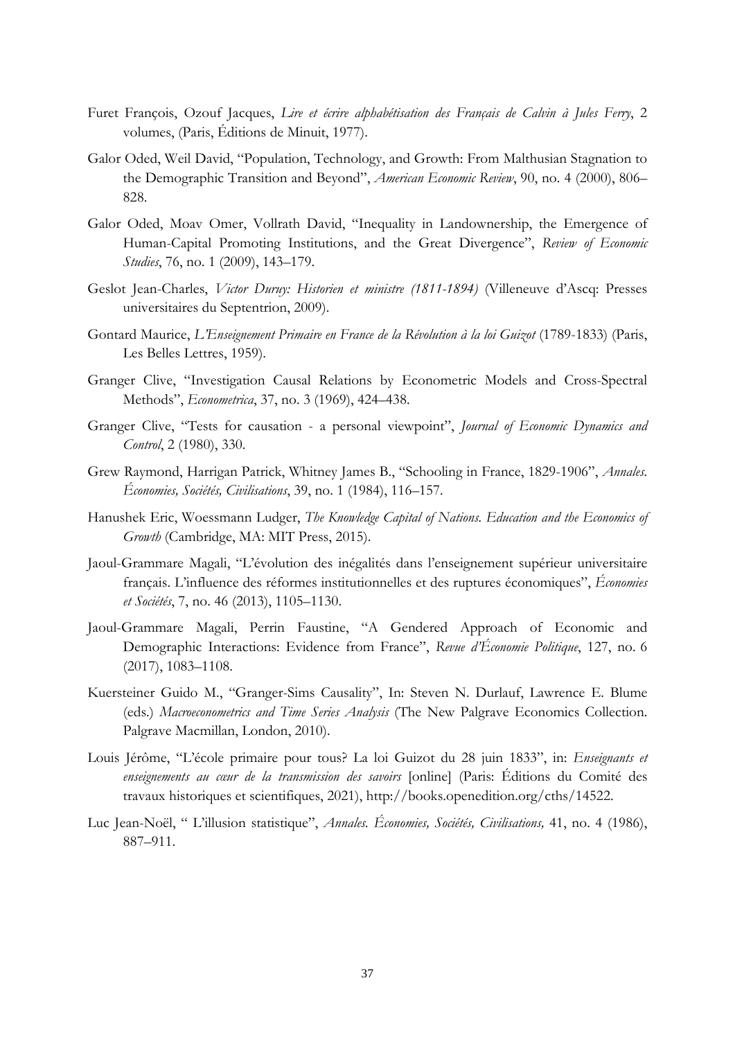Furet François, Ozouf Jacques, *Lire et écrire alphabétisation des Français de Calvin à Jules Ferry*, 2 volumes, (Paris, Éditions de Minuit, 1977).

Galor Oded, Weil David, "Population, Technology, and Growth: From Malthusian Stagnation to the Demographic Transition and Beyond", *American Economic Review*, 90, no. 4 (2000), 806–828.

Galor Oded, Moav Omer, Vollrath David, "Inequality in Landownership, the Emergence of Human-Capital Promoting Institutions, and the Great Divergence", *Review of Economic Studies*, 76, no. 1 (2009), 143–179.

Geslot Jean-Charles, *Victor Duruy: Historien et ministre (1811-1894)* (Villeneuve d'Ascq: Presses universitaires du Septentrion, 2009).

Gontard Maurice, *L'Enseignement Primaire en France de la Révolution à la loi Guizot* (1789-1833) (Paris, Les Belles Lettres, 1959).

Granger Clive, "Investigation Causal Relations by Econometric Models and Cross-Spectral Methods", *Econometrica*, 37, no. 3 (1969), 424–438.

Granger Clive, "Tests for causation - a personal viewpoint", *Journal of Economic Dynamics and Control*, 2 (1980), 330.

Grew Raymond, Harrigan Patrick, Whitney James B., "Schooling in France, 1829-1906", *Annales. Économies, Sociétés, Civilisations*, 39, no. 1 (1984), 116–157.

Hanushek Eric, Woessmann Ludger, *The Knowledge Capital of Nations. Education and the Economics of Growth* (Cambridge, MA: MIT Press, 2015).

Jaoul-Grammare Magali, "L'évolution des inégalités dans l'enseignement supérieur universitaire français. L'influence des réformes institutionnelles et des ruptures économiques", *Économies et Sociétés*, 7, no. 46 (2013), 1105–1130.

Jaoul-Grammare Magali, Perrin Faustine, "A Gendered Approach of Economic and Demographic Interactions: Evidence from France", *Revue d'Économie Politique*, 127, no. 6 (2017), 1083–1108.

Kuersteiner Guido M., "Granger-Sims Causality", In: Steven N. Durlauf, Lawrence E. Blume (eds.) *Macroeconometrics and Time Series Analysis* (The New Palgrave Economics Collection. Palgrave Macmillan, London, 2010).

Louis Jérôme, "L'école primaire pour tous? La loi Guizot du 28 juin 1833", in: *Enseignants et enseignements au cœur de la transmission des savoirs* [online] (Paris: Éditions du Comité des travaux historiques et scientifiques, 2021), http://books.openedition.org/cths/14522.

Luc Jean-Noël, " L'illusion statistique", *Annales. Économies, Sociétés, Civilisations,* 41, no. 4 (1986), 887–911.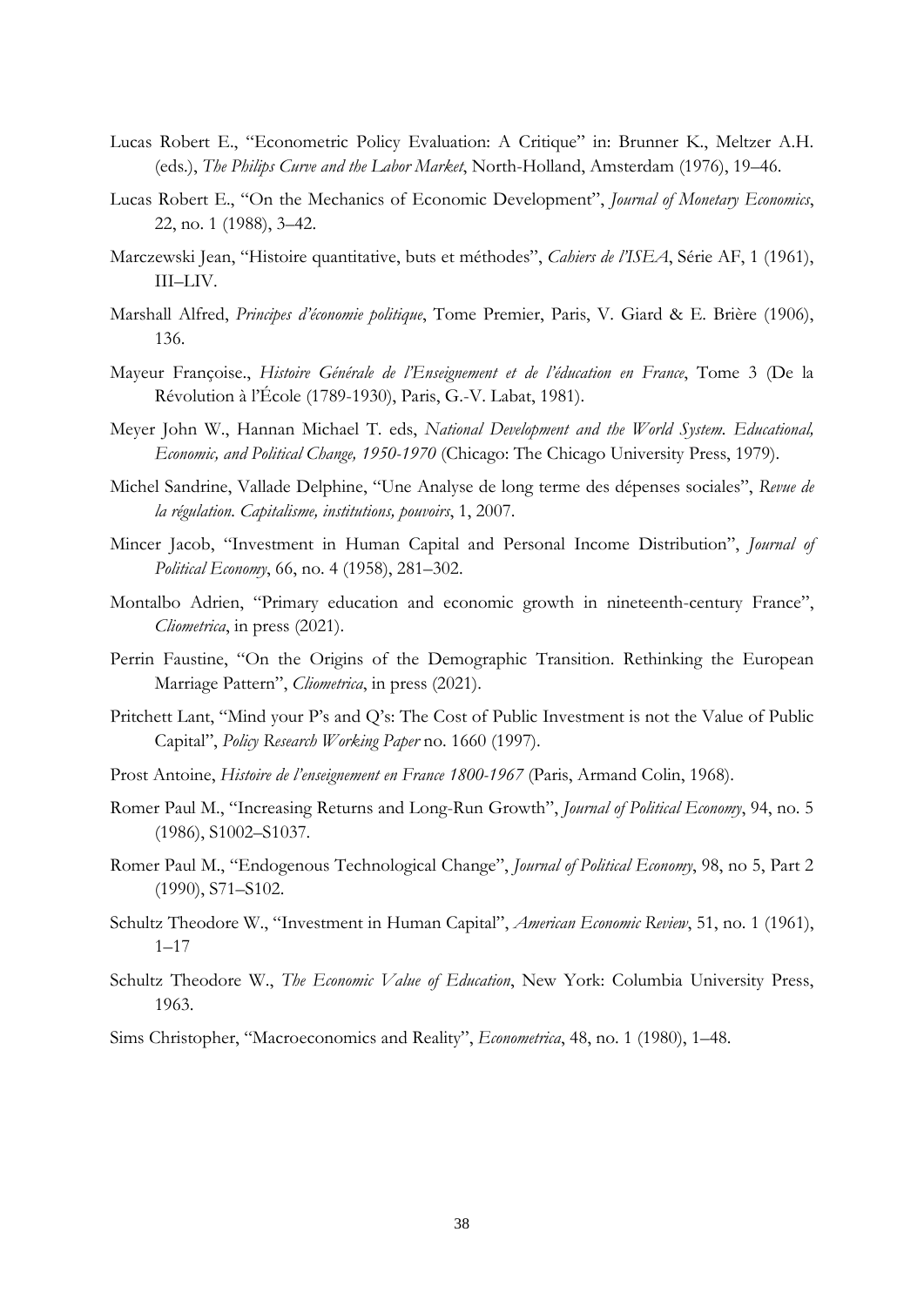Lucas Robert E., "Econometric Policy Evaluation: A Critique" in: Brunner K., Meltzer A.H. (eds.), *The Philips Curve and the Labor Market*, North-Holland, Amsterdam (1976), 19–46.

Lucas Robert E., "On the Mechanics of Economic Development", *Journal of Monetary Economics*, 22, no. 1 (1988), 3–42.

Marczewski Jean, "Histoire quantitative, buts et méthodes", *Cahiers de l'ISEA*, Série AF, 1 (1961), III–LIV.

Marshall Alfred, *Principes d'économie politique*, Tome Premier, Paris, V. Giard & E. Brière (1906), 136.

Mayeur Françoise., *Histoire Générale de l'Enseignement et de l'éducation en France*, Tome 3 (De la Révolution à l'École (1789-1930), Paris, G.-V. Labat, 1981).

Meyer John W., Hannan Michael T. eds, *National Development and the World System. Educational, Economic, and Political Change, 1950-1970* (Chicago: The Chicago University Press, 1979).

Michel Sandrine, Vallade Delphine, "Une Analyse de long terme des dépenses sociales", *Revue de la régulation. Capitalisme, institutions, pouvoirs*, 1, 2007.

Mincer Jacob, "Investment in Human Capital and Personal Income Distribution", *Journal of Political Economy*, 66, no. 4 (1958), 281–302.

Montalbo Adrien, "Primary education and economic growth in nineteenth-century France", *Cliometrica*, in press (2021).

Perrin Faustine, "On the Origins of the Demographic Transition. Rethinking the European Marriage Pattern", *Cliometrica*, in press (2021).

Pritchett Lant, "Mind your P's and Q's: The Cost of Public Investment is not the Value of Public Capital", *Policy Research Working Paper* no. 1660 (1997).

Prost Antoine, *Histoire de l'enseignement en France 1800-1967* (Paris, Armand Colin, 1968).

Romer Paul M., "Increasing Returns and Long-Run Growth", *Journal of Political Economy*, 94, no. 5 (1986), S1002–S1037.

Romer Paul M., "Endogenous Technological Change", *Journal of Political Economy*, 98, no 5, Part 2 (1990), S71–S102.

Schultz Theodore W., "Investment in Human Capital", *American Economic Review*, 51, no. 1 (1961), 1–17

Schultz Theodore W., *The Economic Value of Education*, New York: Columbia University Press, 1963.

Sims Christopher, "Macroeconomics and Reality", *Econometrica*, 48, no. 1 (1980), 1–48.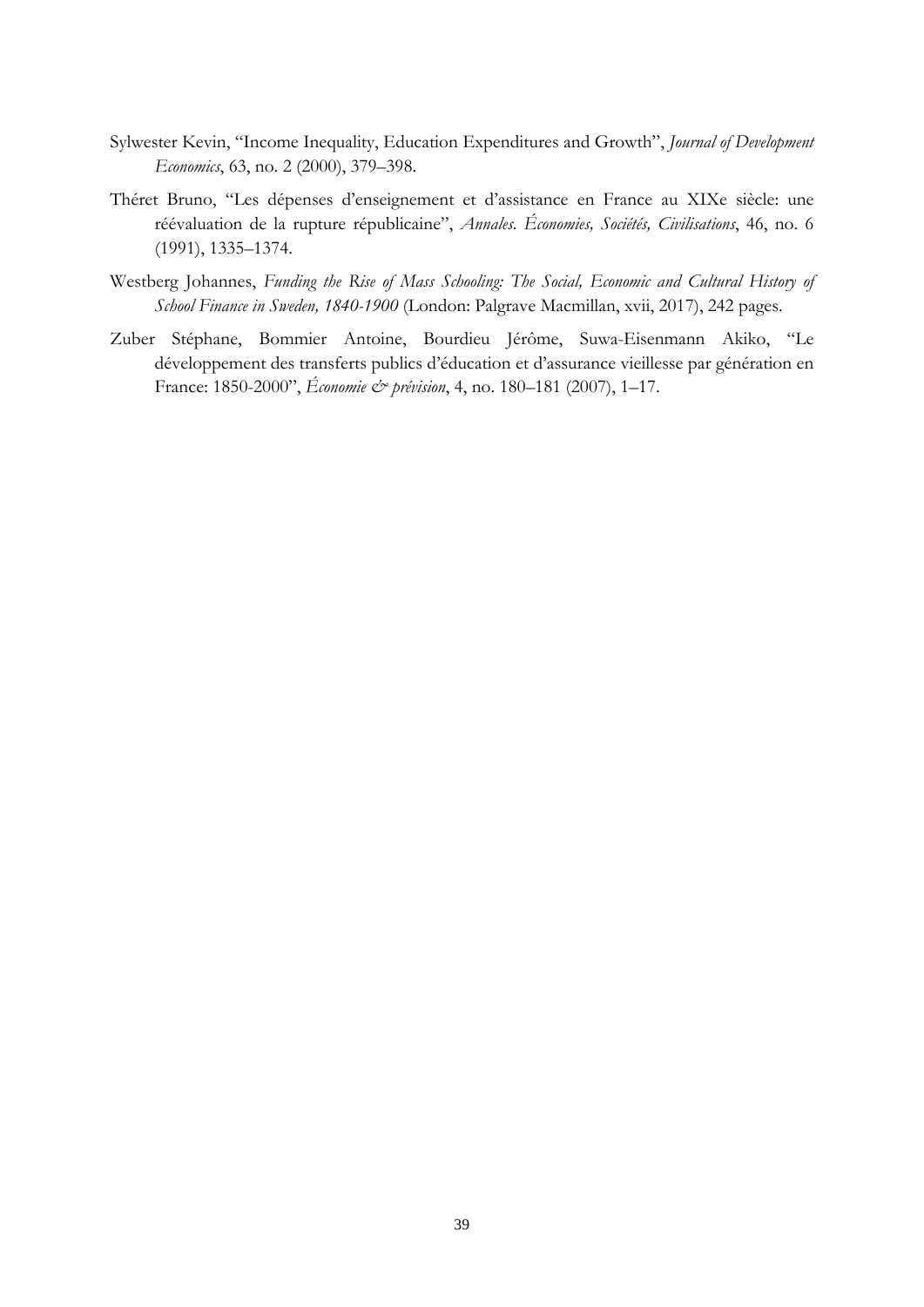Sylwester Kevin, "Income Inequality, Education Expenditures and Growth", *Journal of Development Economics*, 63, no. 2 (2000), 379–398.

Théret Bruno, "Les dépenses d'enseignement et d'assistance en France au XIXe siècle: une réévaluation de la rupture républicaine", *Annales. Économies, Sociétés, Civilisations*, 46, no. 6 (1991), 1335–1374.

Westberg Johannes, *Funding the Rise of Mass Schooling: The Social, Economic and Cultural History of School Finance in Sweden, 1840-1900* (London: Palgrave Macmillan, xvii, 2017), 242 pages.

Zuber Stéphane, Bommier Antoine, Bourdieu Jérôme, Suwa-Eisenmann Akiko, "Le développement des transferts publics d'éducation et d'assurance vieillesse par génération en France: 1850-2000", *Économie & prévision*, 4, no. 180–181 (2007), 1–17.